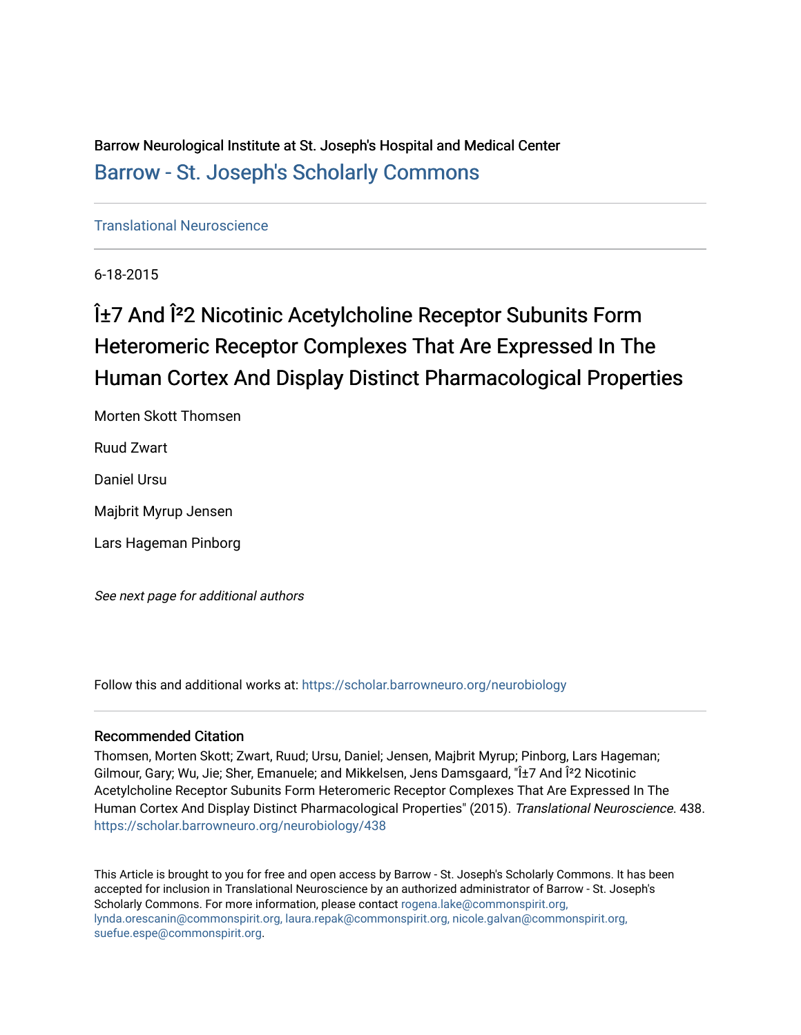Barrow Neurological Institute at St. Joseph's Hospital and Medical Center

[Barrow - St. Joseph's Scholarly Commons](https://scholar.barrowneuro.org)

Translational Neuroscience

6-18-2015

# Î±7 And Î²2 Nicotinic Acetylcholine Receptor Subunits Form Heteromeric Receptor Complexes That Are Expressed In The Human Cortex And Display Distinct Pharmacological Properties

Morten Skott Thomsen

Ruud Zwart

Daniel Ursu

Majbrit Myrup Jensen

Lars Hageman Pinborg

*See next page for additional authors*

Follow this and additional works at: https://scholar.barrowneuro.org/neurobiology

## Recommended Citation

Thomsen, Morten Skott; Zwart, Ruud; Ursu, Daniel; Jensen, Majbrit Myrup; Pinborg, Lars Hageman; Gilmour, Gary; Wu, Jie; Sher, Emanuele; and Mikkelsen, Jens Damsgaard, "Î±7 And Î²2 Nicotinic Acetylcholine Receptor Subunits Form Heteromeric Receptor Complexes That Are Expressed In The Human Cortex And Display Distinct Pharmacological Properties" (2015). *Translational Neuroscience*. 438. https://scholar.barrowneuro.org/neurobiology/438

This Article is brought to you for free and open access by Barrow - St. Joseph's Scholarly Commons. It has been accepted for inclusion in Translational Neuroscience by an authorized administrator of Barrow - St. Joseph's Scholarly Commons. For more information, please contact rogena.lake@commonspirit.org, lynda.orescanin@commonspirit.org, laura.repak@commonspirit.org, nicole.galvan@commonspirit.org, suefue.espe@commonspirit.org.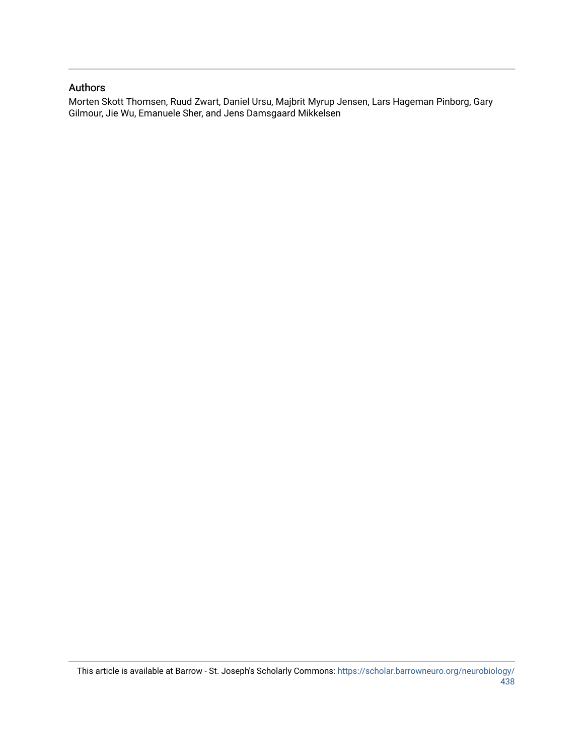## Authors

Morten Skott Thomsen, Ruud Zwart, Daniel Ursu, Majbrit Myrup Jensen, Lars Hageman Pinborg, Gary Gilmour, Jie Wu, Emanuele Sher, and Jens Damsgaard Mikkelsen

This article is available at Barrow - St. Joseph's Scholarly Commons: https://scholar.barrowneuro.org/neurobiology/438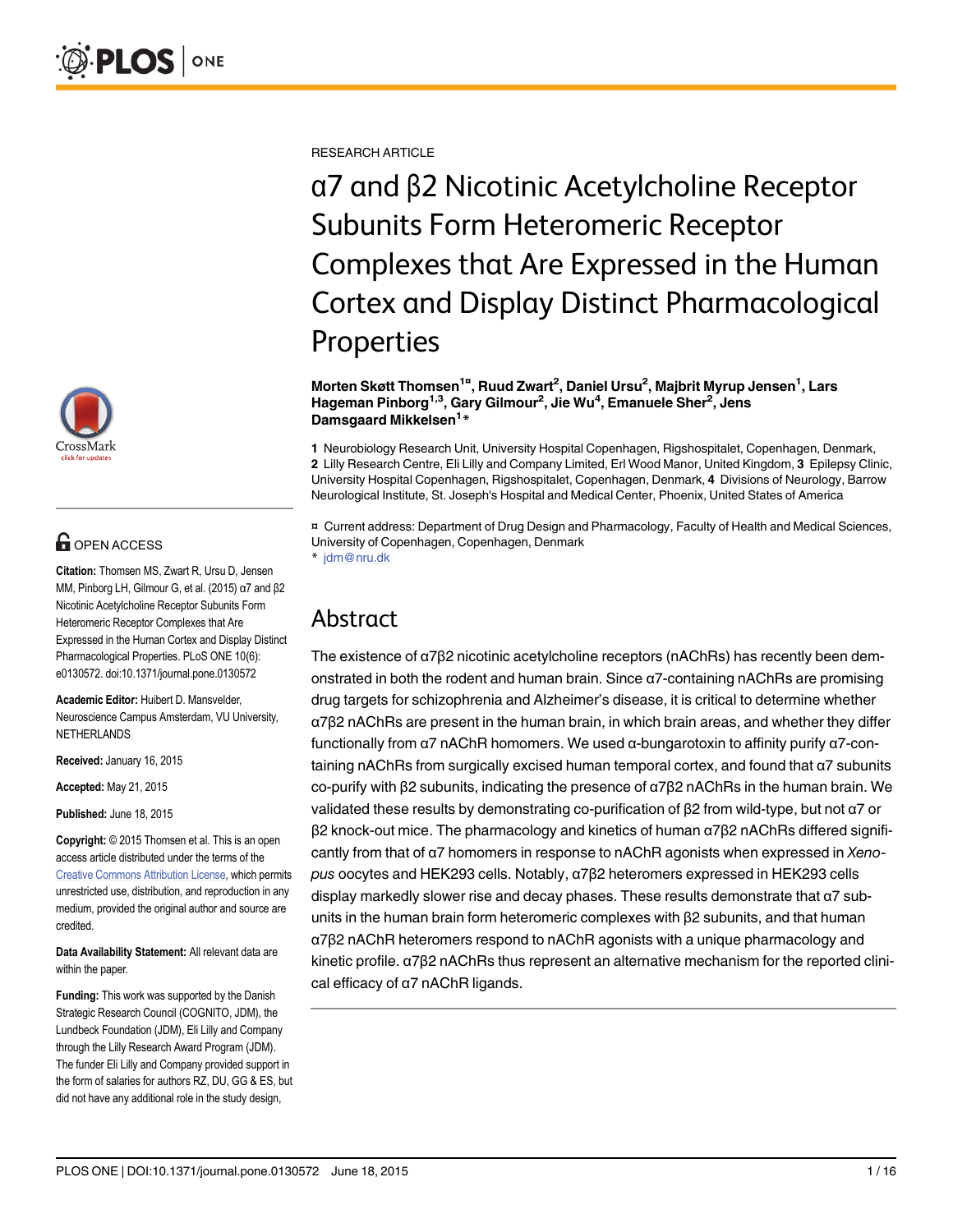RESEARCH ARTICLE

# α7 and β2 Nicotinic Acetylcholine Receptor Subunits Form Heteromeric Receptor Complexes that Are Expressed in the Human Cortex and Display Distinct Pharmacological Properties

**Morten Skøtt Thomsen[1¤], Ruud Zwart[2], Daniel Ursu[2], Majbrit Myrup Jensen[1], Lars Hageman Pinborg[1,3], Gary Gilmour[2], Jie Wu[4], Emanuele Sher[2], Jens Damsgaard Mikkelsen[1]***

**1** Neurobiology Research Unit, University Hospital Copenhagen, Rigshospitalet, Copenhagen, Denmark, **2** Lilly Research Centre, Eli Lilly and Company Limited, Erl Wood Manor, United Kingdom, **3** Epilepsy Clinic, University Hospital Copenhagen, Rigshospitalet, Copenhagen, Denmark, **4** Divisions of Neurology, Barrow Neurological Institute, St. Joseph's Hospital and Medical Center, Phoenix, United States of America

¤ Current address: Department of Drug Design and Pharmacology, Faculty of Health and Medical Sciences, University of Copenhagen, Copenhagen, Denmark
* jdm@nru.dk

OPEN ACCESS

**Citation:** Thomsen MS, Zwart R, Ursu D, Jensen MM, Pinborg LH, Gilmour G, et al. (2015) α7 and β2 Nicotinic Acetylcholine Receptor Subunits Form Heteromeric Receptor Complexes that Are Expressed in the Human Cortex and Display Distinct Pharmacological Properties. PLoS ONE 10(6): e0130572. doi:10.1371/journal.pone.0130572

**Academic Editor:** Huibert D. Mansvelder, Neuroscience Campus Amsterdam, VU University, NETHERLANDS

**Received:** January 16, 2015

**Accepted:** May 21, 2015

**Published:** June 18, 2015

**Copyright:** © 2015 Thomsen et al. This is an open access article distributed under the terms of the Creative Commons Attribution License, which permits unrestricted use, distribution, and reproduction in any medium, provided the original author and source are credited.

**Data Availability Statement:** All relevant data are within the paper.

**Funding:** This work was supported by the Danish Strategic Research Council (COGNITO, JDM), the Lundbeck Foundation (JDM), Eli Lilly and Company through the Lilly Research Award Program (JDM). The funder Eli Lilly and Company provided support in the form of salaries for authors RZ, DU, GG & ES, but did not have any additional role in the study design,

## Abstract

The existence of α7β2 nicotinic acetylcholine receptors (nAChRs) has recently been demonstrated in both the rodent and human brain. Since α7-containing nAChRs are promising drug targets for schizophrenia and Alzheimer's disease, it is critical to determine whether α7β2 nAChRs are present in the human brain, in which brain areas, and whether they differ functionally from α7 nAChR homomers. We used α-bungarotoxin to affinity purify α7-containing nAChRs from surgically excised human temporal cortex, and found that α7 subunits co-purify with β2 subunits, indicating the presence of α7β2 nAChRs in the human brain. We validated these results by demonstrating co-purification of β2 from wild-type, but not α7 or β2 knock-out mice. The pharmacology and kinetics of human α7β2 nAChRs differed significantly from that of α7 homomers in response to nAChR agonists when expressed in *Xenopus* oocytes and HEK293 cells. Notably, α7β2 heteromers expressed in HEK293 cells display markedly slower rise and decay phases. These results demonstrate that α7 subunits in the human brain form heteromeric complexes with β2 subunits, and that human α7β2 nAChR heteromers respond to nAChR agonists with a unique pharmacology and kinetic profile. α7β2 nAChRs thus represent an alternative mechanism for the reported clinical efficacy of α7 nAChR ligands.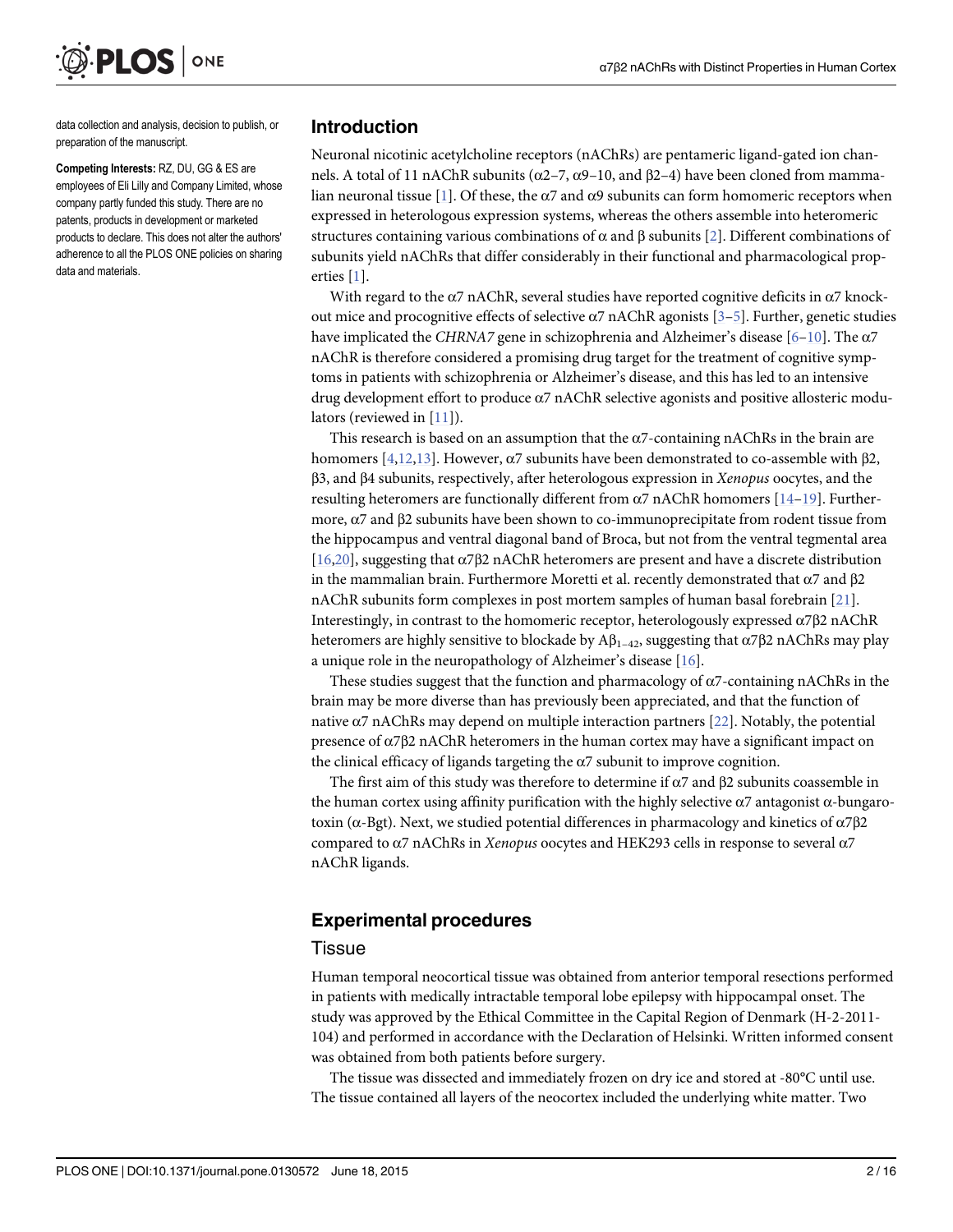data collection and analysis, decision to publish, or preparation of the manuscript.

**Competing Interests:** RZ, DU, GG & ES are employees of Eli Lilly and Company Limited, whose company partly funded this study. There are no patents, products in development or marketed products to declare. This does not alter the authors' adherence to all the PLOS ONE policies on sharing data and materials.

## Introduction

Neuronal nicotinic acetylcholine receptors (nAChRs) are pentameric ligand-gated ion channels. A total of 11 nAChR subunits (α2–7, α9–10, and β2–4) have been cloned from mammalian neuronal tissue [1]. Of these, the α7 and α9 subunits can form homomeric receptors when expressed in heterologous expression systems, whereas the others assemble into heteromeric structures containing various combinations of α and β subunits [2]. Different combinations of subunits yield nAChRs that differ considerably in their functional and pharmacological properties [1].

With regard to the α7 nAChR, several studies have reported cognitive deficits in α7 knockout mice and procognitive effects of selective α7 nAChR agonists [3–5]. Further, genetic studies have implicated the *CHRNA7* gene in schizophrenia and Alzheimer's disease [6–10]. The α7 nAChR is therefore considered a promising drug target for the treatment of cognitive symptoms in patients with schizophrenia or Alzheimer's disease, and this has led to an intensive drug development effort to produce α7 nAChR selective agonists and positive allosteric modulators (reviewed in [11]).

This research is based on an assumption that the α7-containing nAChRs in the brain are homomers [4,12,13]. However, α7 subunits have been demonstrated to co-assemble with β2, β3, and β4 subunits, respectively, after heterologous expression in *Xenopus* oocytes, and the resulting heteromers are functionally different from α7 nAChR homomers [14–19]. Furthermore, α7 and β2 subunits have been shown to co-immunoprecipitate from rodent tissue from the hippocampus and ventral diagonal band of Broca, but not from the ventral tegmental area [16,20], suggesting that α7β2 nAChR heteromers are present and have a discrete distribution in the mammalian brain. Furthermore Moretti et al. recently demonstrated that α7 and β2 nAChR subunits form complexes in post mortem samples of human basal forebrain [21]. Interestingly, in contrast to the homomeric receptor, heterologously expressed α7β2 nAChR heteromers are highly sensitive to blockade by $A\beta_{1-42}$, suggesting that α7β2 nAChRs may play a unique role in the neuropathology of Alzheimer's disease [16].

These studies suggest that the function and pharmacology of α7-containing nAChRs in the brain may be more diverse than has previously been appreciated, and that the function of native α7 nAChRs may depend on multiple interaction partners [22]. Notably, the potential presence of α7β2 nAChR heteromers in the human cortex may have a significant impact on the clinical efficacy of ligands targeting the α7 subunit to improve cognition.

The first aim of this study was therefore to determine if α7 and β2 subunits coassemble in the human cortex using affinity purification with the highly selective α7 antagonist α-bungarotoxin (α-Bgt). Next, we studied potential differences in pharmacology and kinetics of α7β2 compared to α7 nAChRs in *Xenopus* oocytes and HEK293 cells in response to several α7 nAChR ligands.

## Experimental procedures

### Tissue

Human temporal neocortical tissue was obtained from anterior temporal resections performed in patients with medically intractable temporal lobe epilepsy with hippocampal onset. The study was approved by the Ethical Committee in the Capital Region of Denmark (H-2-2011-104) and performed in accordance with the Declaration of Helsinki. Written informed consent was obtained from both patients before surgery.

The tissue was dissected and immediately frozen on dry ice and stored at -80°C until use. The tissue contained all layers of the neocortex included the underlying white matter. Two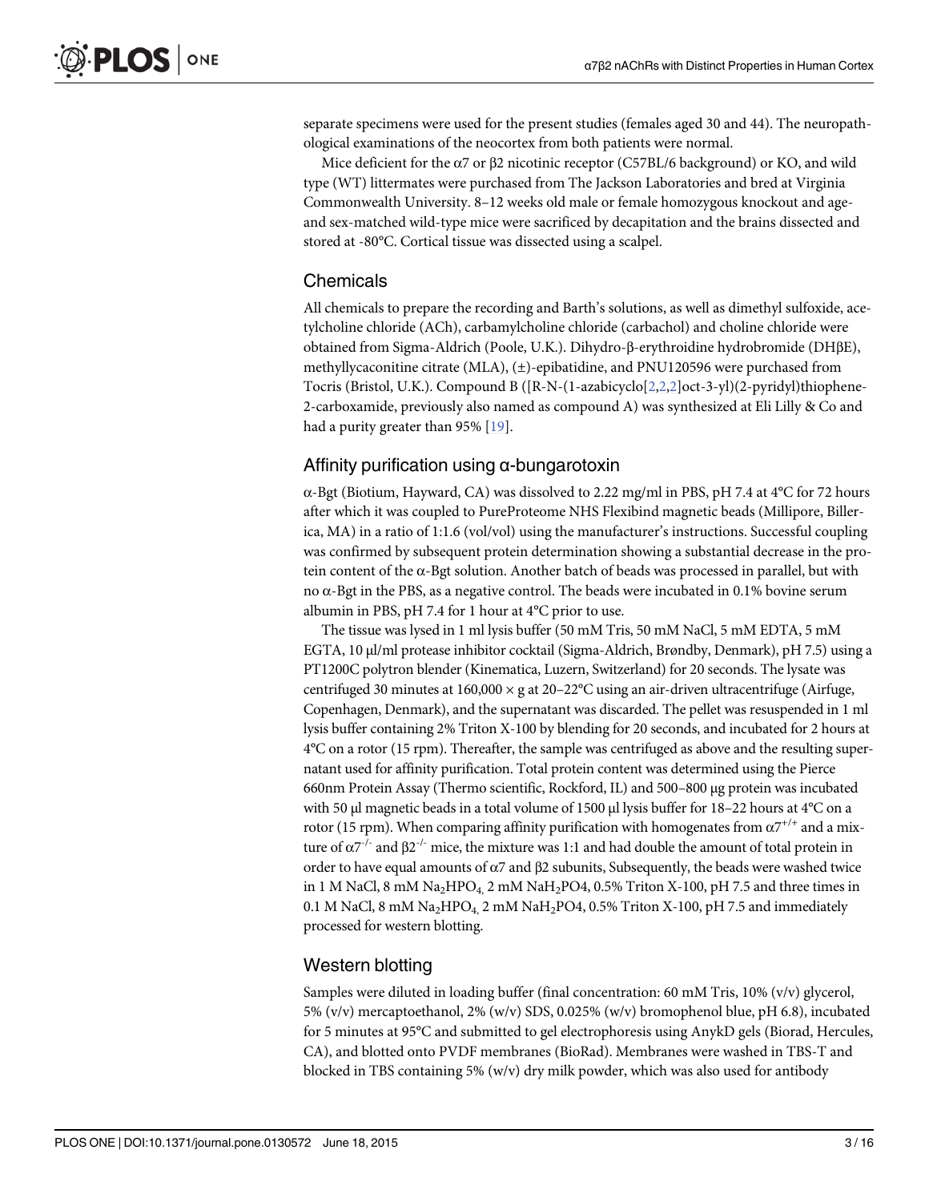separate specimens were used for the present studies (females aged 30 and 44). The neuropathological examinations of the neocortex from both patients were normal.

Mice deficient for the α7 or β2 nicotinic receptor (C57BL/6 background) or KO, and wild type (WT) littermates were purchased from The Jackson Laboratories and bred at Virginia Commonwealth University. 8–12 weeks old male or female homozygous knockout and age- and sex-matched wild-type mice were sacrificed by decapitation and the brains dissected and stored at -80°C. Cortical tissue was dissected using a scalpel.

## Chemicals

All chemicals to prepare the recording and Barth's solutions, as well as dimethyl sulfoxide, acetylcholine chloride (ACh), carbamylcholine chloride (carbachol) and choline chloride were obtained from Sigma-Aldrich (Poole, U.K.). Dihydro-β-erythroidine hydrobromide (DHβE), methyllycaconitine citrate (MLA), (±)-epibatidine, and PNU120596 were purchased from Tocris (Bristol, U.K.). Compound B ([R-N-(1-azabicyclo[2,2,2]oct-3-yl)(2-pyridyl)thiophene-2-carboxamide, previously also named as compound A) was synthesized at Eli Lilly & Co and had a purity greater than 95% [19].

## Affinity purification using α-bungarotoxin

α-Bgt (Biotium, Hayward, CA) was dissolved to 2.22 mg/ml in PBS, pH 7.4 at 4°C for 72 hours after which it was coupled to PureProteome NHS Flexibind magnetic beads (Millipore, Billerica, MA) in a ratio of 1:1.6 (vol/vol) using the manufacturer's instructions. Successful coupling was confirmed by subsequent protein determination showing a substantial decrease in the protein content of the α-Bgt solution. Another batch of beads was processed in parallel, but with no α-Bgt in the PBS, as a negative control. The beads were incubated in 0.1% bovine serum albumin in PBS, pH 7.4 for 1 hour at 4°C prior to use.

The tissue was lysed in 1 ml lysis buffer (50 mM Tris, 50 mM NaCl, 5 mM EDTA, 5 mM EGTA, 10 μl/ml protease inhibitor cocktail (Sigma-Aldrich, Brøndby, Denmark), pH 7.5) using a PT1200C polytron blender (Kinematica, Luzern, Switzerland) for 20 seconds. The lysate was centrifuged 30 minutes at 160,000 × g at 20–22°C using an air-driven ultracentrifuge (Airfuge, Copenhagen, Denmark), and the supernatant was discarded. The pellet was resuspended in 1 ml lysis buffer containing 2% Triton X-100 by blending for 20 seconds, and incubated for 2 hours at 4°C on a rotor (15 rpm). Thereafter, the sample was centrifuged as above and the resulting supernatant used for affinity purification. Total protein content was determined using the Pierce 660nm Protein Assay (Thermo scientific, Rockford, IL) and 500–800 μg protein was incubated with 50 μl magnetic beads in a total volume of 1500 μl lysis buffer for 18–22 hours at 4°C on a rotor (15 rpm). When comparing affinity purification with homogenates from $\alpha7^{+/+}$ and a mixture of $\alpha7^{-/-}$ and $\beta2^{-/-}$ mice, the mixture was 1:1 and had double the amount of total protein in order to have equal amounts of α7 and β2 subunits, Subsequently, the beads were washed twice in 1 M NaCl, 8 mM $Na_2HPO_4$, 2 mM $NaH_2PO4$, 0.5% Triton X-100, pH 7.5 and three times in 0.1 M NaCl, 8 mM $Na_2HPO_4$, 2 mM $NaH_2PO4$, 0.5% Triton X-100, pH 7.5 and immediately processed for western blotting.

## Western blotting

Samples were diluted in loading buffer (final concentration: 60 mM Tris, 10% (v/v) glycerol, 5% (v/v) mercaptoethanol, 2% (w/v) SDS, 0.025% (w/v) bromophenol blue, pH 6.8), incubated for 5 minutes at 95°C and submitted to gel electrophoresis using AnykD gels (Biorad, Hercules, CA), and blotted onto PVDF membranes (BioRad). Membranes were washed in TBS-T and blocked in TBS containing 5% (w/v) dry milk powder, which was also used for antibody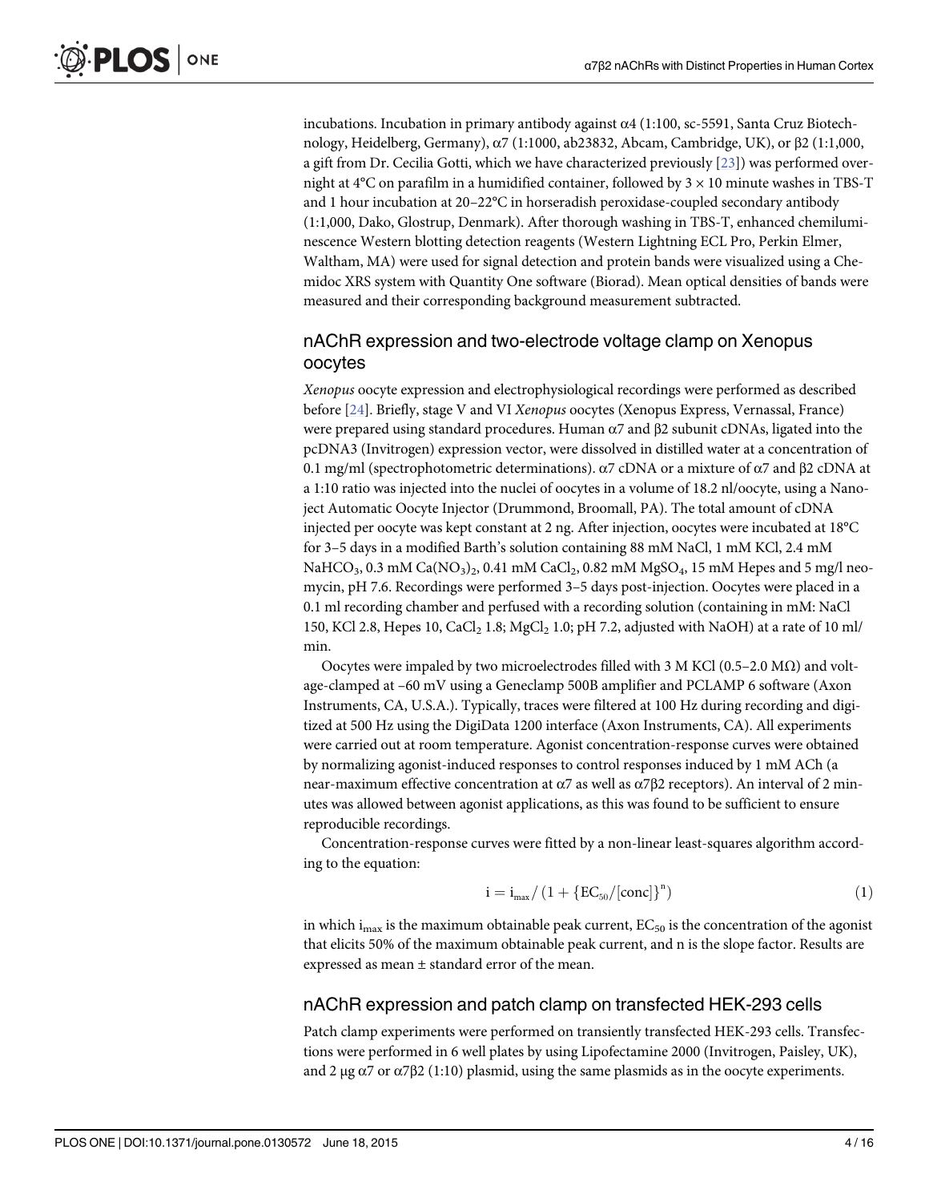incubations. Incubation in primary antibody against α4 (1:100, sc-5591, Santa Cruz Biotechnology, Heidelberg, Germany), α7 (1:1000, ab23832, Abcam, Cambridge, UK), or β2 (1:1,000, a gift from Dr. Cecilia Gotti, which we have characterized previously [23]) was performed overnight at 4°C on parafilm in a humidified container, followed by 3 × 10 minute washes in TBS-T and 1 hour incubation at 20–22°C in horseradish peroxidase-coupled secondary antibody (1:1,000, Dako, Glostrup, Denmark). After thorough washing in TBS-T, enhanced chemiluminescence Western blotting detection reagents (Western Lightning ECL Pro, Perkin Elmer, Waltham, MA) were used for signal detection and protein bands were visualized using a Chemidoc XRS system with Quantity One software (Biorad). Mean optical densities of bands were measured and their corresponding background measurement subtracted.

## nAChR expression and two-electrode voltage clamp on Xenopus oocytes

*Xenopus* oocyte expression and electrophysiological recordings were performed as described before [24]. Briefly, stage V and VI *Xenopus* oocytes (Xenopus Express, Vernassal, France) were prepared using standard procedures. Human α7 and β2 subunit cDNAs, ligated into the pcDNA3 (Invitrogen) expression vector, were dissolved in distilled water at a concentration of 0.1 mg/ml (spectrophotometric determinations). α7 cDNA or a mixture of α7 and β2 cDNA at a 1:10 ratio was injected into the nuclei of oocytes in a volume of 18.2 nl/oocyte, using a Nanoject Automatic Oocyte Injector (Drummond, Broomall, PA). The total amount of cDNA injected per oocyte was kept constant at 2 ng. After injection, oocytes were incubated at 18°C for 3–5 days in a modified Barth's solution containing 88 mM NaCl, 1 mM KCl, 2.4 mM $NaHCO_3$, 0.3 mM $Ca(NO_3)_2$, 0.41 mM $CaCl_2$, 0.82 mM $MgSO_4$, 15 mM Hepes and 5 mg/l neomycin, pH 7.6. Recordings were performed 3–5 days post-injection. Oocytes were placed in a 0.1 ml recording chamber and perfused with a recording solution (containing in mM: NaCl 150, KCl 2.8, Hepes 10, $CaCl_2$ 1.8; $MgCl_2$ 1.0; pH 7.2, adjusted with NaOH) at a rate of 10 ml/min.

Oocytes were impaled by two microelectrodes filled with 3 M KCl (0.5–2.0 MΩ) and voltage-clamped at –60 mV using a Geneclamp 500B amplifier and PCLAMP 6 software (Axon Instruments, CA, U.S.A.). Typically, traces were filtered at 100 Hz during recording and digitized at 500 Hz using the DigiData 1200 interface (Axon Instruments, CA). All experiments were carried out at room temperature. Agonist concentration-response curves were obtained by normalizing agonist-induced responses to control responses induced by 1 mM ACh (a near-maximum effective concentration at α7 as well as α7β2 receptors). An interval of 2 minutes was allowed between agonist applications, as this was found to be sufficient to ensure reproducible recordings.

Concentration-response curves were fitted by a non-linear least-squares algorithm according to the equation:

$$i = i_{max} / (1 + \{EC_{50}/[conc]\}^n) \quad (1)$$

in which $i_{max}$ is the maximum obtainable peak current, $EC_{50}$ is the concentration of the agonist that elicits 50% of the maximum obtainable peak current, and n is the slope factor. Results are expressed as mean ± standard error of the mean.

## nAChR expression and patch clamp on transfected HEK-293 cells

Patch clamp experiments were performed on transiently transfected HEK-293 cells. Transfections were performed in 6 well plates by using Lipofectamine 2000 (Invitrogen, Paisley, UK), and 2 μg α7 or α7β2 (1:10) plasmid, using the same plasmids as in the oocyte experiments.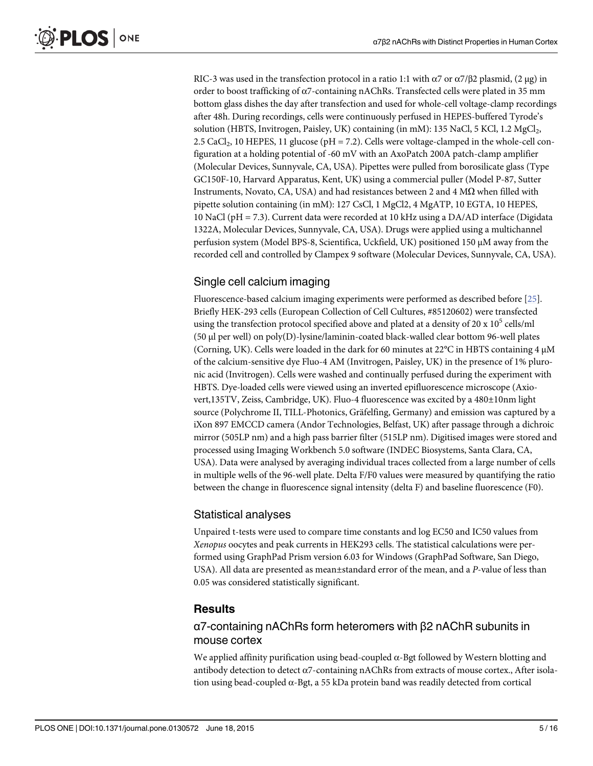RIC-3 was used in the transfection protocol in a ratio 1:1 with α7 or α7/β2 plasmid, (2 μg) in order to boost trafficking of α7-containing nAChRs. Transfected cells were plated in 35 mm bottom glass dishes the day after transfection and used for whole-cell voltage-clamp recordings after 48h. During recordings, cells were continuously perfused in HEPES-buffered Tyrode's solution (HBTS, Invitrogen, Paisley, UK) containing (in mM): 135 NaCl, 5 KCl, 1.2 $MgCl_2$, 2.5 $CaCl_2$, 10 HEPES, 11 glucose (pH = 7.2). Cells were voltage-clamped in the whole-cell configuration at a holding potential of -60 mV with an AxoPatch 200A patch-clamp amplifier (Molecular Devices, Sunnyvale, CA, USA). Pipettes were pulled from borosilicate glass (Type GC150F-10, Harvard Apparatus, Kent, UK) using a commercial puller (Model P-87, Sutter Instruments, Novato, CA, USA) and had resistances between 2 and 4 MΩ when filled with pipette solution containing (in mM): 127 CsCl, 1 MgCl2, 4 MgATP, 10 EGTA, 10 HEPES, 10 NaCl (pH = 7.3). Current data were recorded at 10 kHz using a DA/AD interface (Digidata 1322A, Molecular Devices, Sunnyvale, CA, USA). Drugs were applied using a multichannel perfusion system (Model BPS-8, Scientifica, Uckfield, UK) positioned 150 μM away from the recorded cell and controlled by Clampex 9 software (Molecular Devices, Sunnyvale, CA, USA).

## Single cell calcium imaging

Fluorescence-based calcium imaging experiments were performed as described before [25]. Briefly HEK-293 cells (European Collection of Cell Cultures, #85120602) were transfected using the transfection protocol specified above and plated at a density of 20 x $10^5$ cells/ml (50 μl per well) on poly(D)-lysine/laminin-coated black-walled clear bottom 96-well plates (Corning, UK). Cells were loaded in the dark for 60 minutes at 22°C in HBTS containing 4 μM of the calcium-sensitive dye Fluo-4 AM (Invitrogen, Paisley, UK) in the presence of 1% pluronic acid (Invitrogen). Cells were washed and continually perfused during the experiment with HBTS. Dye-loaded cells were viewed using an inverted epifluorescence microscope (Axiovert,135TV, Zeiss, Cambridge, UK). Fluo-4 fluorescence was excited by a 480±10nm light source (Polychrome II, TILL-Photonics, Gräfelfing, Germany) and emission was captured by a iXon 897 EMCCD camera (Andor Technologies, Belfast, UK) after passage through a dichroic mirror (505LP nm) and a high pass barrier filter (515LP nm). Digitised images were stored and processed using Imaging Workbench 5.0 software (INDEC Biosystems, Santa Clara, CA, USA). Data were analysed by averaging individual traces collected from a large number of cells in multiple wells of the 96-well plate. Delta F/F0 values were measured by quantifying the ratio between the change in fluorescence signal intensity (delta F) and baseline fluorescence (F0).

## Statistical analyses

Unpaired t-tests were used to compare time constants and log EC50 and IC50 values from *Xenopus* oocytes and peak currents in HEK293 cells. The statistical calculations were performed using GraphPad Prism version 6.03 for Windows (GraphPad Software, San Diego, USA). All data are presented as mean±standard error of the mean, and a *P*-value of less than 0.05 was considered statistically significant.

# Results

## α7-containing nAChRs form heteromers with β2 nAChR subunits in mouse cortex

We applied affinity purification using bead-coupled α-Bgt followed by Western blotting and antibody detection to detect α7-containing nAChRs from extracts of mouse cortex., After isolation using bead-coupled α-Bgt, a 55 kDa protein band was readily detected from cortical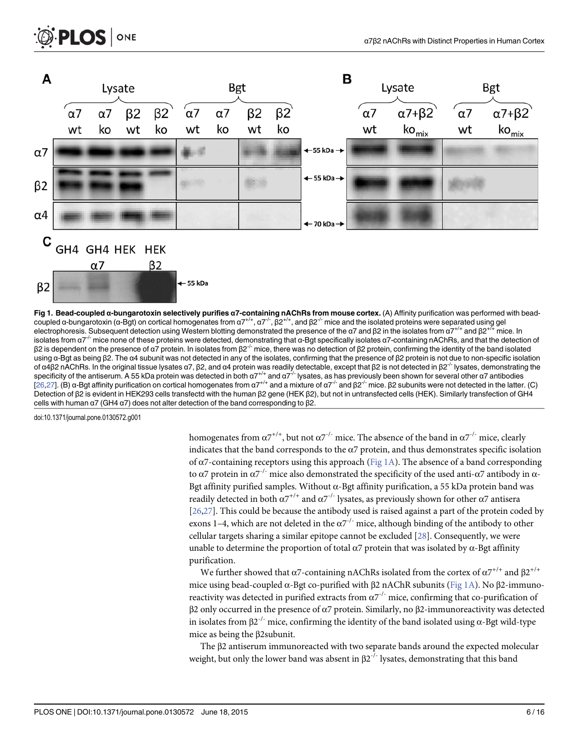Fig 1. Bead-coupled α-bungarotoxin selectively purifies α7-containing nAChRs from mouse cortex. (A) Affinity purification was performed with bead-coupled α-bungarotoxin (α-Bgt) on cortical homogenates from $\alpha7^{+/+}$, $\alpha7^{-/-}$, $\beta2^{+/+}$, and $\beta2^{-/-}$ mice and the isolated proteins were separated using gel electrophoresis. Subsequent detection using Western blotting demonstrated the presence of the α7 and β2 in the isolates from $\alpha7^{+/+}$ and $\beta2^{+/+}$ mice. In isolates from $\alpha7^{-/-}$ mice none of these proteins were detected, demonstrating that α-Bgt specifically isolates α7-containing nAChRs, and that the detection of β2 is dependent on the presence of α7 protein. In isolates from $\beta2^{-/-}$ mice, there was no detection of β2 protein, confirming the identity of the band isolated using α-Bgt as being β2. The α4 subunit was not detected in any of the isolates, confirming that the presence of β2 protein is not due to non-specific isolation of α4β2 nAChRs. In the original tissue lysates α7, β2, and α4 protein was readily detectable, except that β2 is not detected in $\beta2^{-/-}$ lysates, demonstrating the specificity of the antiserum. A 55 kDa protein was detected in both $\alpha7^{+/+}$ and $\alpha7^{-/-}$ lysates, as has previously been shown for several other α7 antibodies [26,27]. (B) α-Bgt affinity purification on cortical homogenates from $\alpha7^{+/+}$ and a mixture of $\alpha7^{-/-}$ and $\beta2^{-/-}$ mice. β2 subunits were not detected in the latter. (C) Detection of β2 is evident in HEK293 cells transfectd with the human β2 gene (HEK β2), but not in untransfected cells (HEK). Similarly transfection of GH4 cells with human α7 (GH4 α7) does not alter detection of the band corresponding to β2.

doi:10.1371/journal.pone.0130572.g001

homogenates from $\alpha7^{+/+}$, but not $\alpha7^{-/-}$ mice. The absence of the band in $\alpha7^{-/-}$ mice, clearly indicates that the band corresponds to the α7 protein, and thus demonstrates specific isolation of α7-containing receptors using this approach (Fig 1A). The absence of a band corresponding to α7 protein in $\alpha7^{-/-}$ mice also demonstrated the specificity of the used anti-α7 antibody in α-Bgt affinity purified samples. Without α-Bgt affinity purification, a 55 kDa protein band was readily detected in both $\alpha7^{+/+}$ and $\alpha7^{-/-}$ lysates, as previously shown for other α7 antisera [26,27]. This could be because the antibody used is raised against a part of the protein coded by exons 1–4, which are not deleted in the $\alpha7^{-/-}$ mice, although binding of the antibody to other cellular targets sharing a similar epitope cannot be excluded [28]. Consequently, we were unable to determine the proportion of total α7 protein that was isolated by α-Bgt affinity purification.

We further showed that α7-containing nAChRs isolated from the cortex of $\alpha7^{+/+}$ and $\beta2^{+/+}$ mice using bead-coupled α-Bgt co-purified with β2 nAChR subunits (Fig 1A). No β2-immunoreactivity was detected in purified extracts from $\alpha7^{-/-}$ mice, confirming that co-purification of β2 only occurred in the presence of α7 protein. Similarly, no β2-immunoreactivity was detected in isolates from $\beta2^{-/-}$ mice, confirming the identity of the band isolated using α-Bgt wild-type mice as being the β2subunit.

The β2 antiserum immunoreacted with two separate bands around the expected molecular weight, but only the lower band was absent in $\beta2^{-/-}$ lysates, demonstrating that this band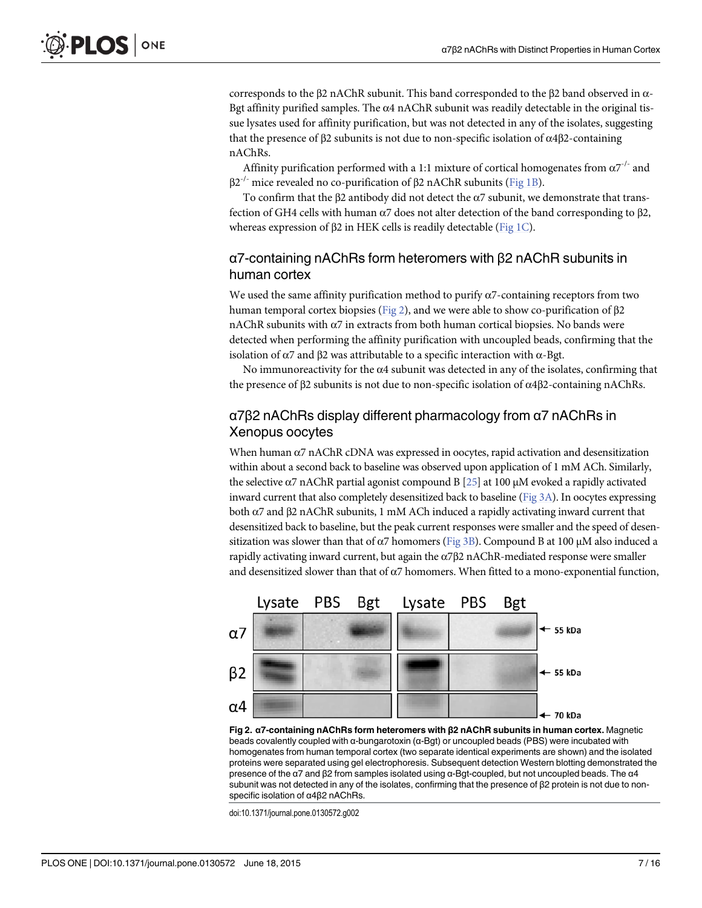corresponds to the β2 nAChR subunit. This band corresponded to the β2 band observed in α-Bgt affinity purified samples. The α4 nAChR subunit was readily detectable in the original tissue lysates used for affinity purification, but was not detected in any of the isolates, suggesting that the presence of β2 subunits is not due to non-specific isolation of α4β2-containing nAChRs.

Affinity purification performed with a 1:1 mixture of cortical homogenates from $\alpha7^{-/-}$ and $\beta2^{-/-}$ mice revealed no co-purification of β2 nAChR subunits (Fig 1B).

To confirm that the β2 antibody did not detect the α7 subunit, we demonstrate that transfection of GH4 cells with human α7 does not alter detection of the band corresponding to β2, whereas expression of β2 in HEK cells is readily detectable (Fig 1C).

## α7-containing nAChRs form heteromers with β2 nAChR subunits in human cortex

We used the same affinity purification method to purify α7-containing receptors from two human temporal cortex biopsies (Fig 2), and we were able to show co-purification of β2 nAChR subunits with α7 in extracts from both human cortical biopsies. No bands were detected when performing the affinity purification with uncoupled beads, confirming that the isolation of α7 and β2 was attributable to a specific interaction with α-Bgt.

No immunoreactivity for the α4 subunit was detected in any of the isolates, confirming that the presence of β2 subunits is not due to non-specific isolation of α4β2-containing nAChRs.

## α7β2 nAChRs display different pharmacology from α7 nAChRs in Xenopus oocytes

When human α7 nAChR cDNA was expressed in oocytes, rapid activation and desensitization within about a second back to baseline was observed upon application of 1 mM ACh. Similarly, the selective α7 nAChR partial agonist compound B [25] at 100 μM evoked a rapidly activated inward current that also completely desensitized back to baseline (Fig 3A). In oocytes expressing both α7 and β2 nAChR subunits, 1 mM ACh induced a rapidly activating inward current that desensitized back to baseline, but the peak current responses were smaller and the speed of desensitization was slower than that of α7 homomers (Fig 3B). Compound B at 100 μM also induced a rapidly activating inward current, but again the α7β2 nAChR-mediated response were smaller and desensitized slower than that of α7 homomers. When fitted to a mono-exponential function,

**Fig 2. α7-containing nAChRs form heteromers with β2 nAChR subunits in human cortex.** Magnetic beads covalently coupled with α-bungarotoxin (α-Bgt) or uncoupled beads (PBS) were incubated with homogenates from human temporal cortex (two separate identical experiments are shown) and the isolated proteins were separated using gel electrophoresis. Subsequent detection Western blotting demonstrated the presence of the α7 and β2 from samples isolated using α-Bgt-coupled, but not uncoupled beads. The α4 subunit was not detected in any of the isolates, confirming that the presence of β2 protein is not due to non-specific isolation of α4β2 nAChRs.

doi:10.1371/journal.pone.0130572.g002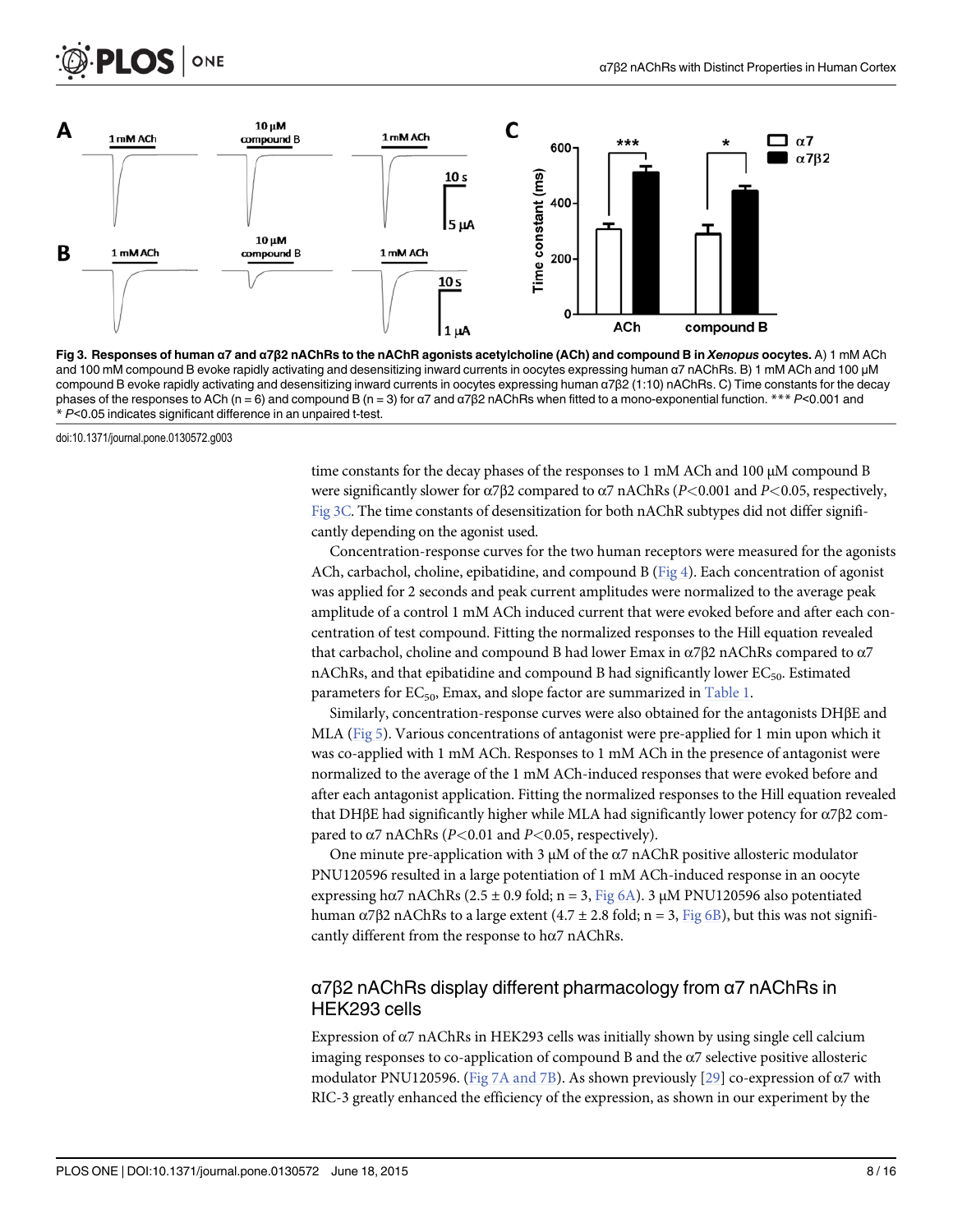**Fig 3. Responses of human α7 and α7β2 nAChRs to the nAChR agonists acetylcholine (ACh) and compound B in *Xenopus* oocytes.** A) 1 mM ACh and 100 mM compound B evoke rapidly activating and desensitizing inward currents in oocytes expressing human α7 nAChRs. B) 1 mM ACh and 100 μM compound B evoke rapidly activating and desensitizing inward currents in oocytes expressing human α7β2 (1:10) nAChRs. C) Time constants for the decay phases of the responses to ACh (n = 6) and compound B (n = 3) for α7 and α7β2 nAChRs when fitted to a mono-exponential function. *** $P$<0.001 and * $P$<0.05 indicates significant difference in an unpaired t-test.

doi:10.1371/journal.pone.0130572.g003

time constants for the decay phases of the responses to 1 mM ACh and 100 μM compound B were significantly slower for α7β2 compared to α7 nAChRs ($P<0.001$ and $P<0.05$, respectively, Fig 3C). The time constants of desensitization for both nAChR subtypes did not differ significantly depending on the agonist used.

Concentration-response curves for the two human receptors were measured for the agonists ACh, carbachol, choline, epibatidine, and compound B (Fig 4). Each concentration of agonist was applied for 2 seconds and peak current amplitudes were normalized to the average peak amplitude of a control 1 mM ACh induced current that were evoked before and after each concentration of test compound. Fitting the normalized responses to the Hill equation revealed that carbachol, choline and compound B had lower Emax in α7β2 nAChRs compared to α7 nAChRs, and that epibatidine and compound B had significantly lower $EC_{50}$. Estimated parameters for $EC_{50}$, Emax, and slope factor are summarized in Table 1.

Similarly, concentration-response curves were also obtained for the antagonists DHβE and MLA (Fig 5). Various concentrations of antagonist were pre-applied for 1 min upon which it was co-applied with 1 mM ACh. Responses to 1 mM ACh in the presence of antagonist were normalized to the average of the 1 mM ACh-induced responses that were evoked before and after each antagonist application. Fitting the normalized responses to the Hill equation revealed that DHβE had significantly higher while MLA had significantly lower potency for α7β2 compared to α7 nAChRs ($P<0.01$ and $P<0.05$, respectively).

One minute pre-application with 3 μM of the α7 nAChR positive allosteric modulator PNU120596 resulted in a large potentiation of 1 mM ACh-induced response in an oocyte expressing hα7 nAChRs (2.5 ± 0.9 fold; n = 3, Fig 6A). 3 μM PNU120596 also potentiated human α7β2 nAChRs to a large extent (4.7 ± 2.8 fold; n = 3, Fig 6B), but this was not significantly different from the response to hα7 nAChRs.

## α7β2 nAChRs display different pharmacology from α7 nAChRs in HEK293 cells

Expression of α7 nAChRs in HEK293 cells was initially shown by using single cell calcium imaging responses to co-application of compound B and the α7 selective positive allosteric modulator PNU120596. (Fig 7A and 7B). As shown previously [29] co-expression of α7 with RIC-3 greatly enhanced the efficiency of the expression, as shown in our experiment by the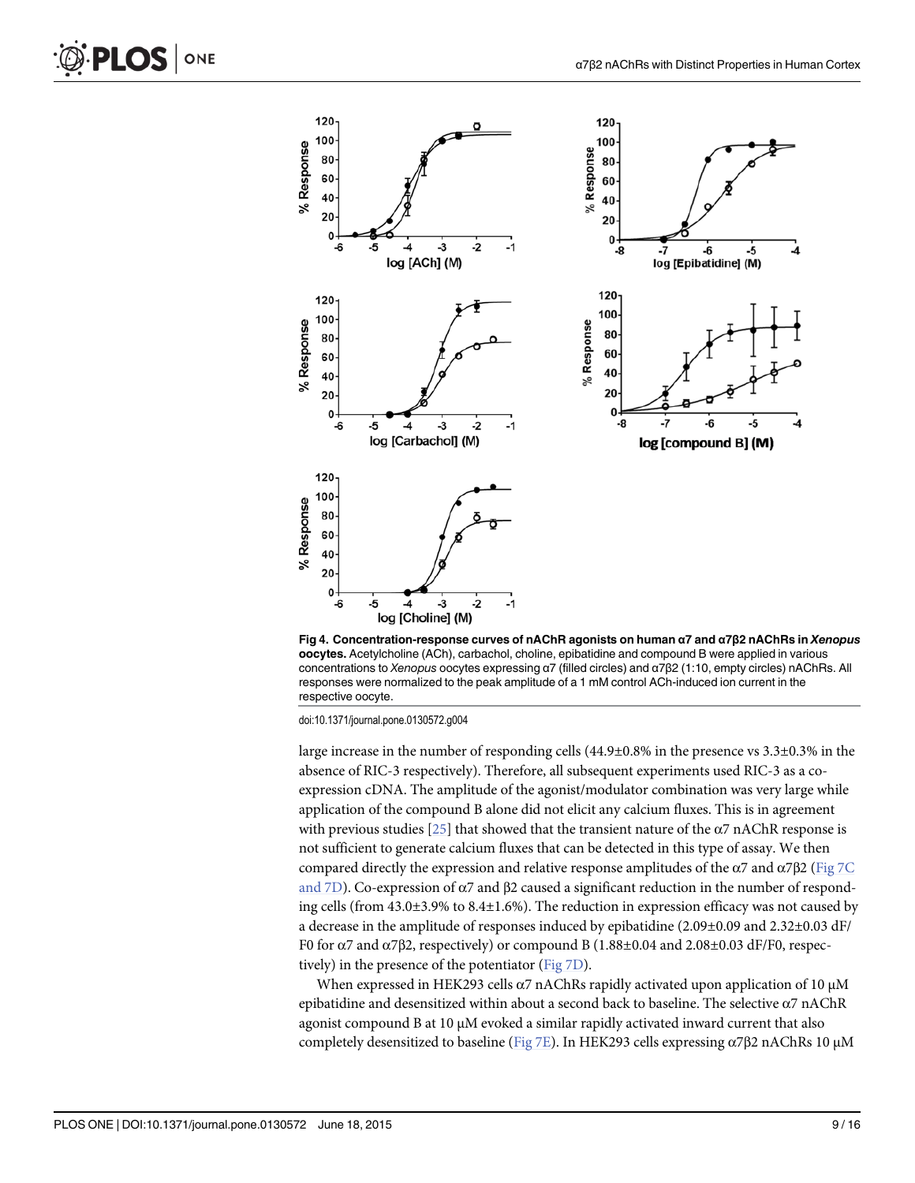**Fig 4. Concentration-response curves of nAChR agonists on human α7 and α7β2 nAChRs in *Xenopus* oocytes.** Acetylcholine (ACh), carbachol, choline, epibatidine and compound B were applied in various concentrations to *Xenopus* oocytes expressing α7 (filled circles) and α7β2 (1:10, empty circles) nAChRs. All responses were normalized to the peak amplitude of a 1 mM control ACh-induced ion current in the respective oocyte.

doi:10.1371/journal.pone.0130572.g004

large increase in the number of responding cells (44.9±0.8% in the presence vs 3.3±0.3% in the absence of RIC-3 respectively). Therefore, all subsequent experiments used RIC-3 as a co-expression cDNA. The amplitude of the agonist/modulator combination was very large while application of the compound B alone did not elicit any calcium fluxes. This is in agreement with previous studies [25] that showed that the transient nature of the α7 nAChR response is not sufficient to generate calcium fluxes that can be detected in this type of assay. We then compared directly the expression and relative response amplitudes of the α7 and α7β2 (Fig 7C and 7D). Co-expression of α7 and β2 caused a significant reduction in the number of responding cells (from 43.0±3.9% to 8.4±1.6%). The reduction in expression efficacy was not caused by a decrease in the amplitude of responses induced by epibatidine (2.09±0.09 and 2.32±0.03 dF/F0 for α7 and α7β2, respectively) or compound B (1.88±0.04 and 2.08±0.03 dF/F0, respectively) in the presence of the potentiator (Fig 7D).

When expressed in HEK293 cells α7 nAChRs rapidly activated upon application of 10 μM epibatidine and desensitized within about a second back to baseline. The selective α7 nAChR agonist compound B at 10 μM evoked a similar rapidly activated inward current that also completely desensitized to baseline (Fig 7E). In HEK293 cells expressing α7β2 nAChRs 10 μM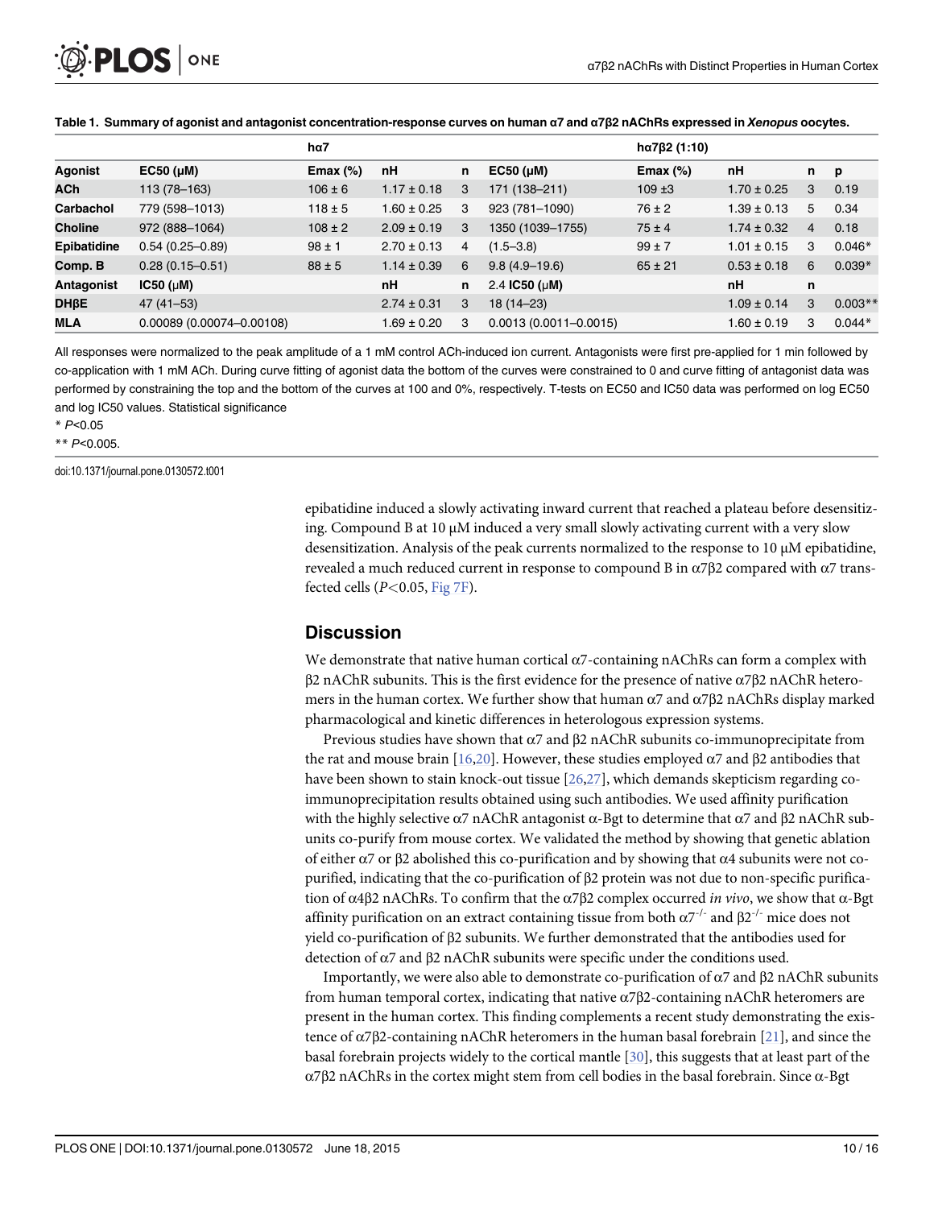**Table 1. Summary of agonist and antagonist concentration-response curves on human α7 and α7β2 nAChRs expressed in *Xenopus* oocytes.**

| | hα7 | | | | hα7β2 (1:10) | | | | |
|---|---|---|---|---|---|---|---|---|---|
| **Agonist** | **EC50 (μM)** | **Emax (%)** | **nH** | **n** | **EC50 (μM)** | **Emax (%)** | **nH** | **n** | **p** |
| **ACh** | 113 (78–163) | 106 ± 6 | 1.17 ± 0.18 | 3 | 171 (138–211) | 109 ±3 | 1.70 ± 0.25 | 3 | 0.19 |
| **Carbachol** | 779 (598–1013) | 118 ± 5 | 1.60 ± 0.25 | 3 | 923 (781–1090) | 76 ± 2 | 1.39 ± 0.13 | 5 | 0.34 |
| **Choline** | 972 (888–1064) | 108 ± 2 | 2.09 ± 0.19 | 3 | 1350 (1039–1755) | 75 ± 4 | 1.74 ± 0.32 | 4 | 0.18 |
| **Epibatidine** | 0.54 (0.25–0.89) | 98 ± 1 | 2.70 ± 0.13 | 4 | (1.5–3.8) | 99 ± 7 | 1.01 ± 0.15 | 3 | 0.046* |
| **Comp. B** | 0.28 (0.15–0.51) | 88 ± 5 | 1.14 ± 0.39 | 6 | 9.8 (4.9–19.6) | 65 ± 21 | 0.53 ± 0.18 | 6 | 0.039* |
| **Antagonist** | **IC50 (μM)** | | **nH** | **n** | 2.4 **IC50 (μM)** | | **nH** | **n** | |
| **DHβE** | 47 (41–53) | | 2.74 ± 0.31 | 3 | 18 (14–23) | | 1.09 ± 0.14 | 3 | 0.003** |
| **MLA** | 0.00089 (0.00074–0.00108) | | 1.69 ± 0.20 | 3 | 0.0013 (0.0011–0.0015) | | 1.60 ± 0.19 | 3 | 0.044* |

All responses were normalized to the peak amplitude of a 1 mM control ACh-induced ion current. Antagonists were first pre-applied for 1 min followed by co-application with 1 mM ACh. During curve fitting of agonist data the bottom of the curves were constrained to 0 and curve fitting of antagonist data was performed by constraining the top and the bottom of the curves at 100 and 0%, respectively. T-tests on EC50 and IC50 data was performed on log EC50 and log IC50 values. Statistical significance

\* $P<0.05$

\*\* $P<0.005$.

doi:10.1371/journal.pone.0130572.t001

epibatidine induced a slowly activating inward current that reached a plateau before desensitizing. Compound B at 10 μM induced a very small slowly activating current with a very slow desensitization. Analysis of the peak currents normalized to the response to 10 μM epibatidine, revealed a much reduced current in response to compound B in α7β2 compared with α7 transfected cells ($P<0.05$, Fig 7F).

## Discussion

We demonstrate that native human cortical α7-containing nAChRs can form a complex with β2 nAChR subunits. This is the first evidence for the presence of native α7β2 nAChR heteromers in the human cortex. We further show that human α7 and α7β2 nAChRs display marked pharmacological and kinetic differences in heterologous expression systems.

Previous studies have shown that α7 and β2 nAChR subunits co-immunoprecipitate from the rat and mouse brain [16,20]. However, these studies employed α7 and β2 antibodies that have been shown to stain knock-out tissue [26,27], which demands skepticism regarding co-immunoprecipitation results obtained using such antibodies. We used affinity purification with the highly selective α7 nAChR antagonist α-Bgt to determine that α7 and β2 nAChR subunits co-purify from mouse cortex. We validated the method by showing that genetic ablation of either α7 or β2 abolished this co-purification and by showing that α4 subunits were not co-purified, indicating that the co-purification of β2 protein was not due to non-specific purification of α4β2 nAChRs. To confirm that the α7β2 complex occurred *in vivo*, we show that α-Bgt affinity purification on an extract containing tissue from both $\alpha7^{-/-}$ and $\beta2^{-/-}$ mice does not yield co-purification of β2 subunits. We further demonstrated that the antibodies used for detection of α7 and β2 nAChR subunits were specific under the conditions used.

Importantly, we were also able to demonstrate co-purification of α7 and β2 nAChR subunits from human temporal cortex, indicating that native α7β2-containing nAChR heteromers are present in the human cortex. This finding complements a recent study demonstrating the existence of α7β2-containing nAChR heteromers in the human basal forebrain [21], and since the basal forebrain projects widely to the cortical mantle [30], this suggests that at least part of the α7β2 nAChRs in the cortex might stem from cell bodies in the basal forebrain. Since α-Bgt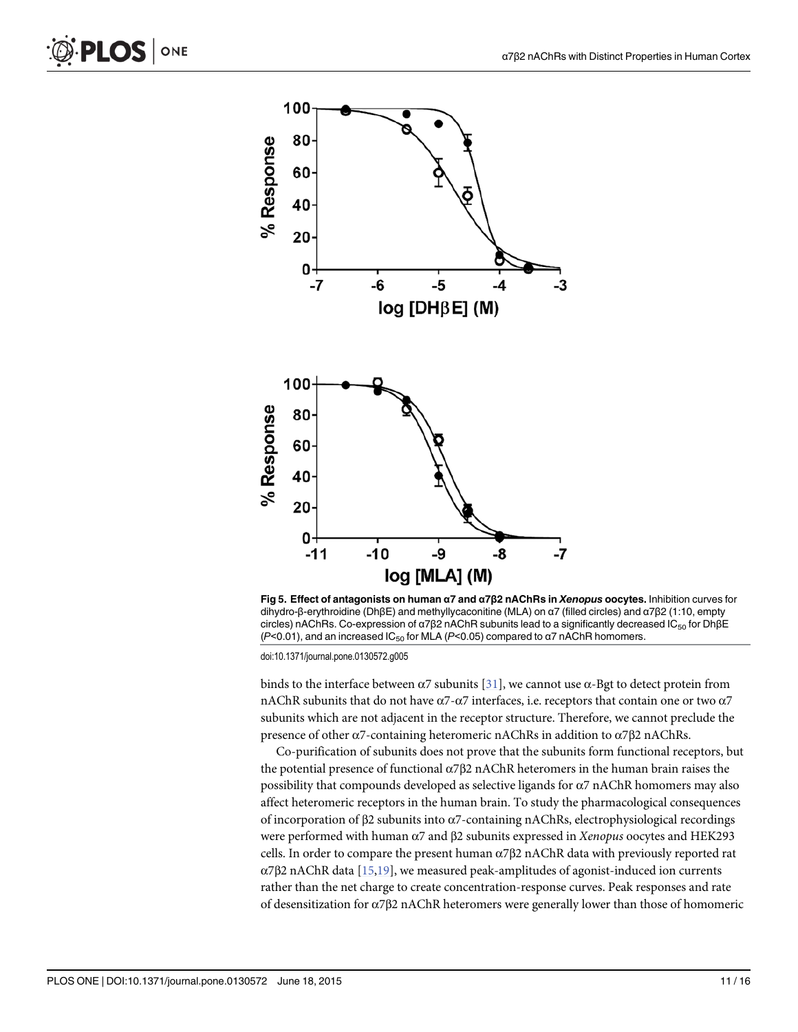Fig 5. Effect of antagonists on human α7 and α7β2 nAChRs in *Xenopus* oocytes. Inhibition curves for dihydro-β-erythroidine (DhβE) and methyllycaconitine (MLA) on α7 (filled circles) and α7β2 (1:10, empty circles) nAChRs. Co-expression of α7β2 nAChR subunits lead to a significantly decreased $IC_{50}$ for DhβE ($P<0.01$), and an increased $IC_{50}$ for MLA ($P<0.05$) compared to α7 nAChR homomers.

doi:10.1371/journal.pone.0130572.g005

binds to the interface between α7 subunits [31], we cannot use α-Bgt to detect protein from nAChR subunits that do not have α7-α7 interfaces, i.e. receptors that contain one or two α7 subunits which are not adjacent in the receptor structure. Therefore, we cannot preclude the presence of other α7-containing heteromeric nAChRs in addition to α7β2 nAChRs.

Co-purification of subunits does not prove that the subunits form functional receptors, but the potential presence of functional α7β2 nAChR heteromers in the human brain raises the possibility that compounds developed as selective ligands for α7 nAChR homomers may also affect heteromeric receptors in the human brain. To study the pharmacological consequences of incorporation of β2 subunits into α7-containing nAChRs, electrophysiological recordings were performed with human α7 and β2 subunits expressed in *Xenopus* oocytes and HEK293 cells. In order to compare the present human α7β2 nAChR data with previously reported rat α7β2 nAChR data [15,19], we measured peak-amplitudes of agonist-induced ion currents rather than the net charge to create concentration-response curves. Peak responses and rate of desensitization for α7β2 nAChR heteromers were generally lower than those of homomeric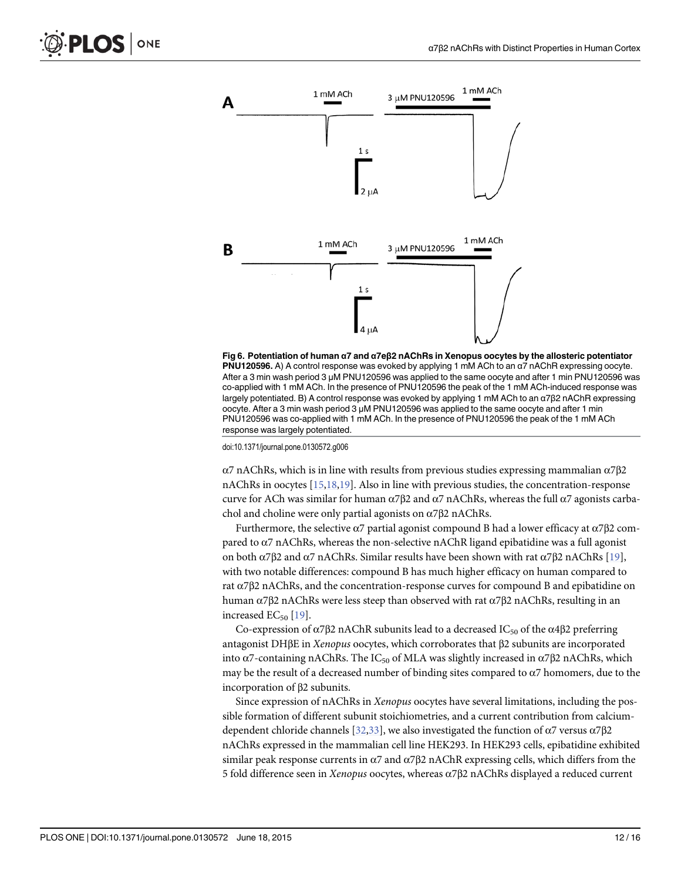Fig 6. Potentiation of human α7 and α7eβ2 nAChRs in Xenopus oocytes by the allosteric potentiator PNU120596. A) A control response was evoked by applying 1 mM ACh to an α7 nAChR expressing oocyte. After a 3 min wash period 3 μM PNU120596 was applied to the same oocyte and after 1 min PNU120596 was co-applied with 1 mM ACh. In the presence of PNU120596 the peak of the 1 mM ACh-induced response was largely potentiated. B) A control response was evoked by applying 1 mM ACh to an α7β2 nAChR expressing oocyte. After a 3 min wash period 3 μM PNU120596 was applied to the same oocyte and after 1 min PNU120596 was co-applied with 1 mM ACh. In the presence of PNU120596 the peak of the 1 mM ACh response was largely potentiated.

doi:10.1371/journal.pone.0130572.g006

α7 nAChRs, which is in line with results from previous studies expressing mammalian α7β2 nAChRs in oocytes [15,18,19]. Also in line with previous studies, the concentration-response curve for ACh was similar for human α7β2 and α7 nAChRs, whereas the full α7 agonists carbachol and choline were only partial agonists on α7β2 nAChRs.

Furthermore, the selective α7 partial agonist compound B had a lower efficacy at α7β2 compared to α7 nAChRs, whereas the non-selective nAChR ligand epibatidine was a full agonist on both α7β2 and α7 nAChRs. Similar results have been shown with rat α7β2 nAChRs [19], with two notable differences: compound B has much higher efficacy on human compared to rat α7β2 nAChRs, and the concentration-response curves for compound B and epibatidine on human α7β2 nAChRs were less steep than observed with rat α7β2 nAChRs, resulting in an increased $EC_{50}$ [19].

Co-expression of α7β2 nAChR subunits lead to a decreased $IC_{50}$ of the α4β2 preferring antagonist DHβE in *Xenopus* oocytes, which corroborates that β2 subunits are incorporated into α7-containing nAChRs. The $IC_{50}$ of MLA was slightly increased in α7β2 nAChRs, which may be the result of a decreased number of binding sites compared to α7 homomers, due to the incorporation of β2 subunits.

Since expression of nAChRs in *Xenopus* oocytes have several limitations, including the possible formation of different subunit stoichiometries, and a current contribution from calcium-dependent chloride channels [32,33], we also investigated the function of α7 versus α7β2 nAChRs expressed in the mammalian cell line HEK293. In HEK293 cells, epibatidine exhibited similar peak response currents in α7 and α7β2 nAChR expressing cells, which differs from the 5 fold difference seen in *Xenopus* oocytes, whereas α7β2 nAChRs displayed a reduced current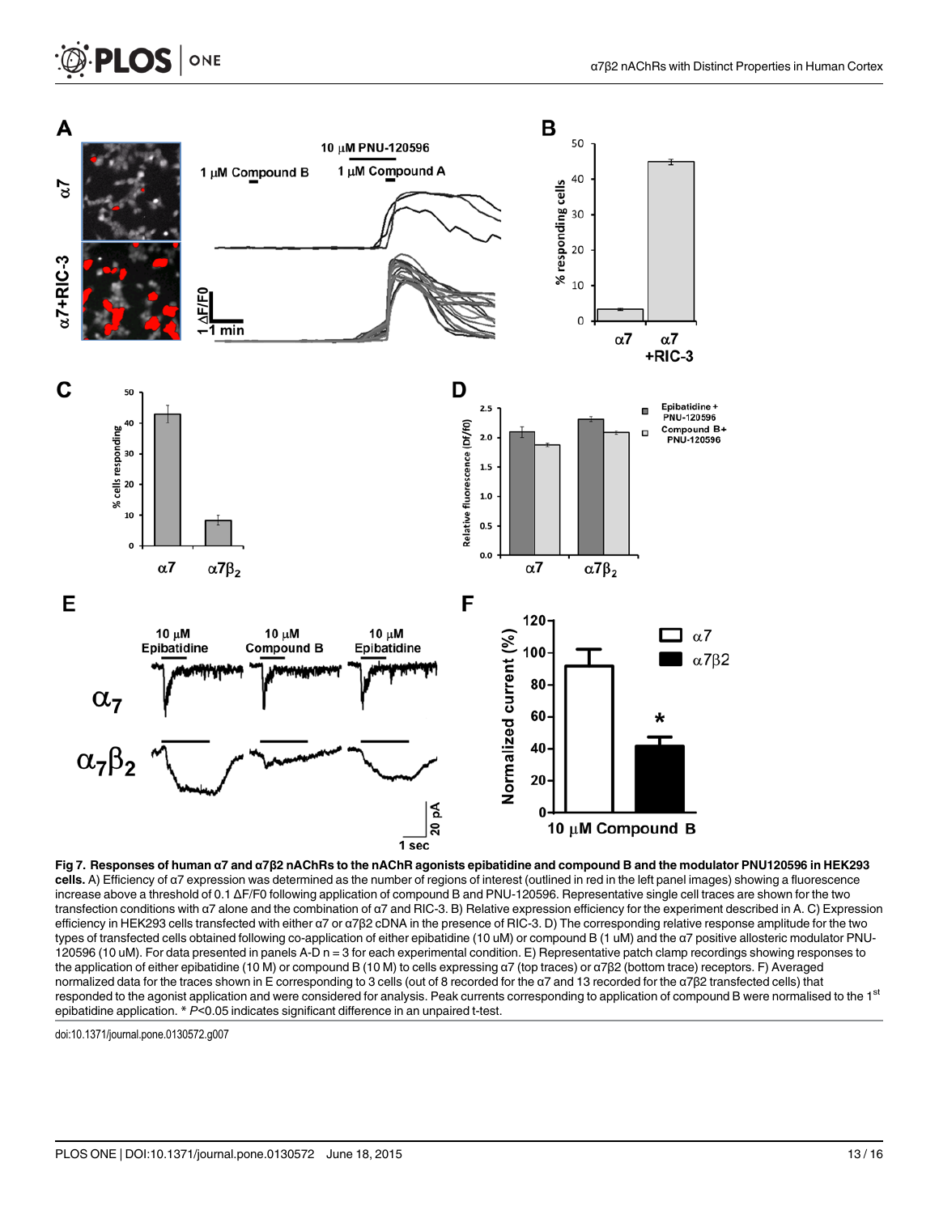**Fig 7. Responses of human α7 and α7β2 nAChRs to the nAChR agonists epibatidine and compound B and the modulator PNU120596 in HEK293 cells.** A) Efficiency of α7 expression was determined as the number of regions of interest (outlined in red in the left panel images) showing a fluorescence increase above a threshold of 0.1 ΔF/F0 following application of compound B and PNU-120596. Representative single cell traces are shown for the two transfection conditions with α7 alone and the combination of α7 and RIC-3. B) Relative expression efficiency for the experiment described in A. C) Expression efficiency in HEK293 cells transfected with either α7 or α7β2 cDNA in the presence of RIC-3. D) The corresponding relative response amplitude for the two types of transfected cells obtained following co-application of either epibatidine (10 uM) or compound B (1 uM) and the α7 positive allosteric modulator PNU-120596 (10 uM). For data presented in panels A-D n = 3 for each experimental condition. E) Representative patch clamp recordings showing responses to the application of either epibatidine (10 M) or compound B (10 M) to cells expressing α7 (top traces) or α7β2 (bottom trace) receptors. F) Averaged normalized data for the traces shown in E corresponding to 3 cells (out of 8 recorded for the α7 and 13 recorded for the α7β2 transfected cells) that responded to the agonist application and were considered for analysis. Peak currents corresponding to application of compound B were normalised to the 1st epibatidine application. * *P*<0.05 indicates significant difference in an unpaired t-test.

doi:10.1371/journal.pone.0130572.g007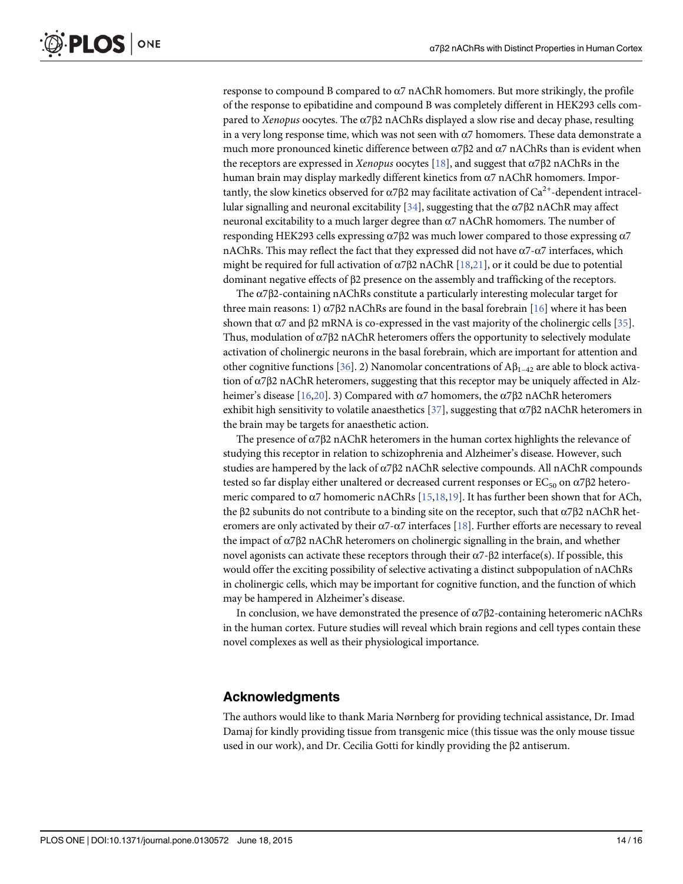response to compound B compared to α7 nAChR homomers. But more strikingly, the profile of the response to epibatidine and compound B was completely different in HEK293 cells compared to *Xenopus* oocytes. The α7β2 nAChRs displayed a slow rise and decay phase, resulting in a very long response time, which was not seen with α7 homomers. These data demonstrate a much more pronounced kinetic difference between α7β2 and α7 nAChRs than is evident when the receptors are expressed in *Xenopus* oocytes [18], and suggest that α7β2 nAChRs in the human brain may display markedly different kinetics from α7 nAChR homomers. Importantly, the slow kinetics observed for α7β2 may facilitate activation of $Ca^{2+}$-dependent intracellular signalling and neuronal excitability [34], suggesting that the α7β2 nAChR may affect neuronal excitability to a much larger degree than α7 nAChR homomers. The number of responding HEK293 cells expressing α7β2 was much lower compared to those expressing α7 nAChRs. This may reflect the fact that they expressed did not have α7-α7 interfaces, which might be required for full activation of α7β2 nAChR [18,21], or it could be due to potential dominant negative effects of β2 presence on the assembly and trafficking of the receptors.

The α7β2-containing nAChRs constitute a particularly interesting molecular target for three main reasons: 1) α7β2 nAChRs are found in the basal forebrain [16] where it has been shown that α7 and β2 mRNA is co-expressed in the vast majority of the cholinergic cells [35]. Thus, modulation of α7β2 nAChR heteromers offers the opportunity to selectively modulate activation of cholinergic neurons in the basal forebrain, which are important for attention and other cognitive functions [36]. 2) Nanomolar concentrations of $A\beta_{1-42}$ are able to block activation of α7β2 nAChR heteromers, suggesting that this receptor may be uniquely affected in Alzheimer's disease [16,20]. 3) Compared with α7 homomers, the α7β2 nAChR heteromers exhibit high sensitivity to volatile anaesthetics [37], suggesting that α7β2 nAChR heteromers in the brain may be targets for anaesthetic action.

The presence of α7β2 nAChR heteromers in the human cortex highlights the relevance of studying this receptor in relation to schizophrenia and Alzheimer's disease. However, such studies are hampered by the lack of α7β2 nAChR selective compounds. All nAChR compounds tested so far display either unaltered or decreased current responses or $EC_{50}$ on α7β2 heteromeric compared to α7 homomeric nAChRs [15,18,19]. It has further been shown that for ACh, the β2 subunits do not contribute to a binding site on the receptor, such that α7β2 nAChR heteromers are only activated by their α7-α7 interfaces [18]. Further efforts are necessary to reveal the impact of α7β2 nAChR heteromers on cholinergic signalling in the brain, and whether novel agonists can activate these receptors through their α7-β2 interface(s). If possible, this would offer the exciting possibility of selective activating a distinct subpopulation of nAChRs in cholinergic cells, which may be important for cognitive function, and the function of which may be hampered in Alzheimer's disease.

In conclusion, we have demonstrated the presence of α7β2-containing heteromeric nAChRs in the human cortex. Future studies will reveal which brain regions and cell types contain these novel complexes as well as their physiological importance.

## Acknowledgments

The authors would like to thank Maria Nørnberg for providing technical assistance, Dr. Imad Damaj for kindly providing tissue from transgenic mice (this tissue was the only mouse tissue used in our work), and Dr. Cecilia Gotti for kindly providing the β2 antiserum.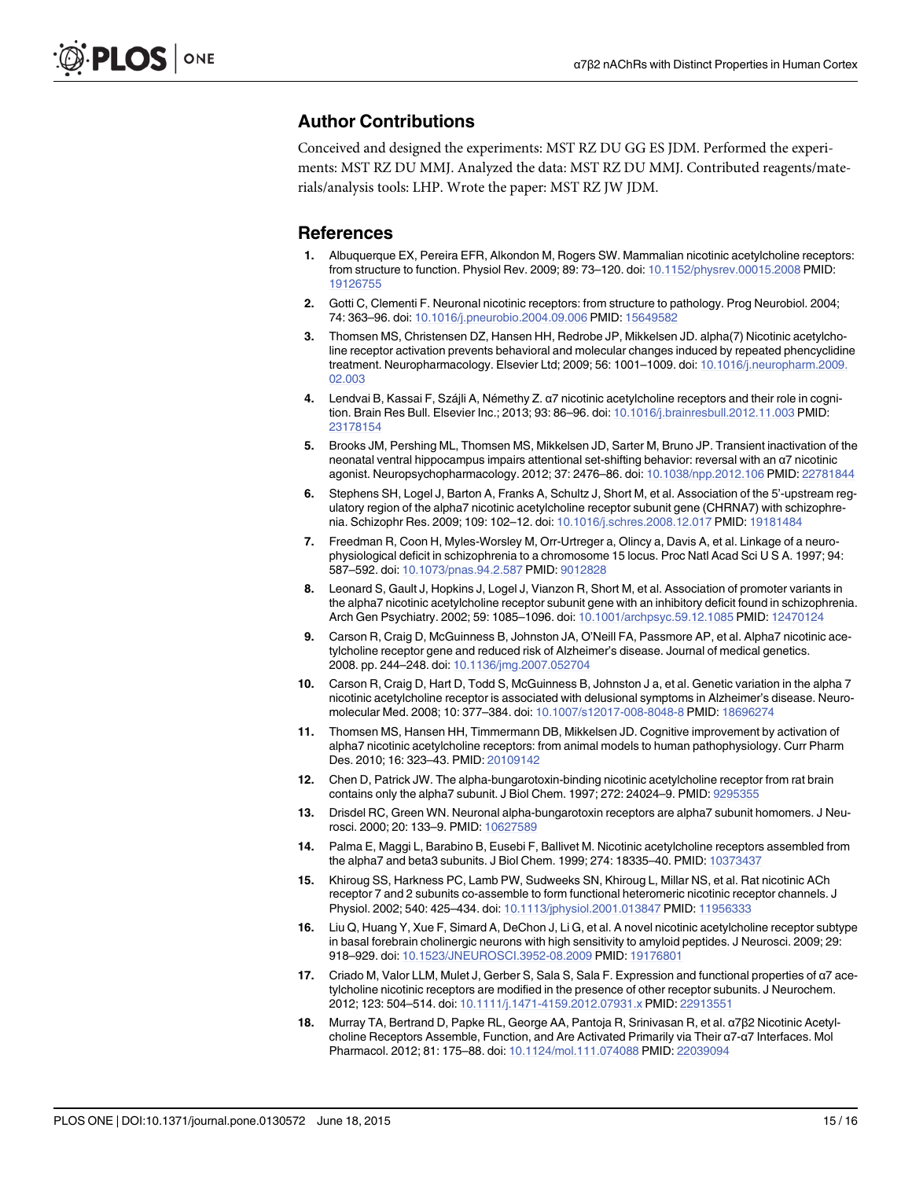## Author Contributions

Conceived and designed the experiments: MST RZ DU GG ES JDM. Performed the experiments: MST RZ DU MMJ. Analyzed the data: MST RZ DU MMJ. Contributed reagents/materials/analysis tools: LHP. Wrote the paper: MST RZ JW JDM.

## References

1. Albuquerque EX, Pereira EFR, Alkondon M, Rogers SW. Mammalian nicotinic acetylcholine receptors: from structure to function. Physiol Rev. 2009; 89: 73–120. doi: 10.1152/physrev.00015.2008 PMID: 19126755
2. Gotti C, Clementi F. Neuronal nicotinic receptors: from structure to pathology. Prog Neurobiol. 2004; 74: 363–96. doi: 10.1016/j.pneurobio.2004.09.006 PMID: 15649582
3. Thomsen MS, Christensen DZ, Hansen HH, Redrobe JP, Mikkelsen JD. alpha(7) Nicotinic acetylcholine receptor activation prevents behavioral and molecular changes induced by repeated phencyclidine treatment. Neuropharmacology. Elsevier Ltd; 2009; 56: 1001–1009. doi: 10.1016/j.neuropharm.2009.02.003
4. Lendvai B, Kassai F, Szájli A, Némethy Z. α7 nicotinic acetylcholine receptors and their role in cognition. Brain Res Bull. Elsevier Inc.; 2013; 93: 86–96. doi: 10.1016/j.brainresbull.2012.11.003 PMID: 23178154
5. Brooks JM, Pershing ML, Thomsen MS, Mikkelsen JD, Sarter M, Bruno JP. Transient inactivation of the neonatal ventral hippocampus impairs attentional set-shifting behavior: reversal with an α7 nicotinic agonist. Neuropsychopharmacology. 2012; 37: 2476–86. doi: 10.1038/npp.2012.106 PMID: 22781844
6. Stephens SH, Logel J, Barton A, Franks A, Schultz J, Short M, et al. Association of the 5'-upstream regulatory region of the alpha7 nicotinic acetylcholine receptor subunit gene (CHRNA7) with schizophrenia. Schizophr Res. 2009; 109: 102–12. doi: 10.1016/j.schres.2008.12.017 PMID: 19181484
7. Freedman R, Coon H, Myles-Worsley M, Orr-Urtreger a, Olincy a, Davis A, et al. Linkage of a neurophysiological deficit in schizophrenia to a chromosome 15 locus. Proc Natl Acad Sci U S A. 1997; 94: 587–592. doi: 10.1073/pnas.94.2.587 PMID: 9012828
8. Leonard S, Gault J, Hopkins J, Logel J, Vianzon R, Short M, et al. Association of promoter variants in the alpha7 nicotinic acetylcholine receptor subunit gene with an inhibitory deficit found in schizophrenia. Arch Gen Psychiatry. 2002; 59: 1085–1096. doi: 10.1001/archpsyc.59.12.1085 PMID: 12470124
9. Carson R, Craig D, McGuinness B, Johnston JA, O'Neill FA, Passmore AP, et al. Alpha7 nicotinic acetylcholine receptor gene and reduced risk of Alzheimer's disease. Journal of medical genetics. 2008. pp. 244–248. doi: 10.1136/jmg.2007.052704
10. Carson R, Craig D, Hart D, Todd S, McGuinness B, Johnston J a, et al. Genetic variation in the alpha 7 nicotinic acetylcholine receptor is associated with delusional symptoms in Alzheimer's disease. Neuromolecular Med. 2008; 10: 377–384. doi: 10.1007/s12017-008-8048-8 PMID: 18696274
11. Thomsen MS, Hansen HH, Timmermann DB, Mikkelsen JD. Cognitive improvement by activation of alpha7 nicotinic acetylcholine receptors: from animal models to human pathophysiology. Curr Pharm Des. 2010; 16: 323–43. PMID: 20109142
12. Chen D, Patrick JW. The alpha-bungarotoxin-binding nicotinic acetylcholine receptor from rat brain contains only the alpha7 subunit. J Biol Chem. 1997; 272: 24024–9. PMID: 9295355
13. Drisdel RC, Green WN. Neuronal alpha-bungarotoxin receptors are alpha7 subunit homomers. J Neurosci. 2000; 20: 133–9. PMID: 10627589
14. Palma E, Maggi L, Barabino B, Eusebi F, Ballivet M. Nicotinic acetylcholine receptors assembled from the alpha7 and beta3 subunits. J Biol Chem. 1999; 274: 18335–40. PMID: 10373437
15. Khiroug SS, Harkness PC, Lamb PW, Sudweeks SN, Khiroug L, Millar NS, et al. Rat nicotinic ACh receptor 7 and 2 subunits co-assemble to form functional heteromeric nicotinic receptor channels. J Physiol. 2002; 540: 425–434. doi: 10.1113/jphysiol.2001.013847 PMID: 11956333
16. Liu Q, Huang Y, Xue F, Simard A, DeChon J, Li G, et al. A novel nicotinic acetylcholine receptor subtype in basal forebrain cholinergic neurons with high sensitivity to amyloid peptides. J Neurosci. 2009; 29: 918–929. doi: 10.1523/JNEUROSCI.3952-08.2009 PMID: 19176801
17. Criado M, Valor LLM, Mulet J, Gerber S, Sala S, Sala F. Expression and functional properties of α7 acetylcholine nicotinic receptors are modified in the presence of other receptor subunits. J Neurochem. 2012; 123: 504–514. doi: 10.1111/j.1471-4159.2012.07931.x PMID: 22913551
18. Murray TA, Bertrand D, Papke RL, George AA, Pantoja R, Srinivasan R, et al. α7β2 Nicotinic Acetylcholine Receptors Assemble, Function, and Are Activated Primarily via Their α7-α7 Interfaces. Mol Pharmacol. 2012; 81: 175–88. doi: 10.1124/mol.111.074088 PMID: 22039094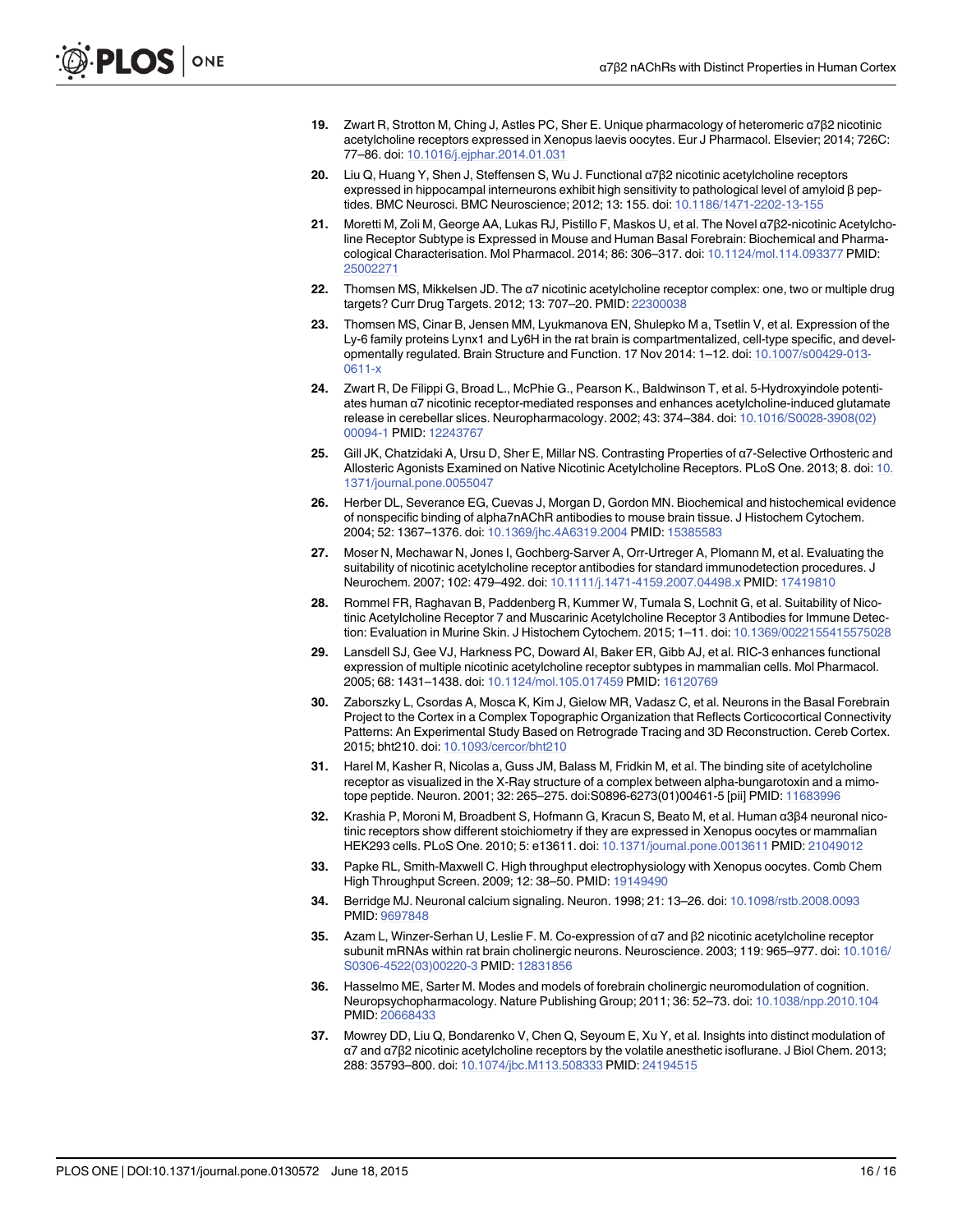19. Zwart R, Strotton M, Ching J, Astles PC, Sher E. Unique pharmacology of heteromeric α7β2 nicotinic acetylcholine receptors expressed in Xenopus laevis oocytes. Eur J Pharmacol. Elsevier; 2014; 726C: 77–86. doi: 10.1016/j.ejphar.2014.01.031

20. Liu Q, Huang Y, Shen J, Steffensen S, Wu J. Functional α7β2 nicotinic acetylcholine receptors expressed in hippocampal interneurons exhibit high sensitivity to pathological level of amyloid β peptides. BMC Neurosci. BMC Neuroscience; 2012; 13: 155. doi: 10.1186/1471-2202-13-155

21. Moretti M, Zoli M, George AA, Lukas RJ, Pistillo F, Maskos U, et al. The Novel α7β2-nicotinic Acetylcholine Receptor Subtype is Expressed in Mouse and Human Basal Forebrain: Biochemical and Pharmacological Characterisation. Mol Pharmacol. 2014; 86: 306–317. doi: 10.1124/mol.114.093377 PMID: 25002271

22. Thomsen MS, Mikkelsen JD. The α7 nicotinic acetylcholine receptor complex: one, two or multiple drug targets? Curr Drug Targets. 2012; 13: 707–20. PMID: 22300038

23. Thomsen MS, Cinar B, Jensen MM, Lyukmanova EN, Shulepko M a, Tsetlin V, et al. Expression of the Ly-6 family proteins Lynx1 and Ly6H in the rat brain is compartmentalized, cell-type specific, and developmentally regulated. Brain Structure and Function. 17 Nov 2014: 1–12. doi: 10.1007/s00429-013-0611-x

24. Zwart R, De Filippi G, Broad L., McPhie G., Pearson K., Baldwinson T, et al. 5-Hydroxyindole potentiates human α7 nicotinic receptor-mediated responses and enhances acetylcholine-induced glutamate release in cerebellar slices. Neuropharmacology. 2002; 43: 374–384. doi: 10.1016/S0028-3908(02)00094-1 PMID: 12243767

25. Gill JK, Chatzidaki A, Ursu D, Sher E, Millar NS. Contrasting Properties of α7-Selective Orthosteric and Allosteric Agonists Examined on Native Nicotinic Acetylcholine Receptors. PLoS One. 2013; 8. doi: 10.1371/journal.pone.0055047

26. Herber DL, Severance EG, Cuevas J, Morgan D, Gordon MN. Biochemical and histochemical evidence of nonspecific binding of alpha7nAChR antibodies to mouse brain tissue. J Histochem Cytochem. 2004; 52: 1367–1376. doi: 10.1369/jhc.4A6319.2004 PMID: 15385583

27. Moser N, Mechawar N, Jones I, Gochberg-Sarver A, Orr-Urtreger A, Plomann M, et al. Evaluating the suitability of nicotinic acetylcholine receptor antibodies for standard immunodetection procedures. J Neurochem. 2007; 102: 479–492. doi: 10.1111/j.1471-4159.2007.04498.x PMID: 17419810

28. Rommel FR, Raghavan B, Paddenberg R, Kummer W, Tumala S, Lochnit G, et al. Suitability of Nicotinic Acetylcholine Receptor 7 and Muscarinic Acetylcholine Receptor 3 Antibodies for Immune Detection: Evaluation in Murine Skin. J Histochem Cytochem. 2015; 1–11. doi: 10.1369/0022155415575028

29. Lansdell SJ, Gee VJ, Harkness PC, Doward AI, Baker ER, Gibb AJ, et al. RIC-3 enhances functional expression of multiple nicotinic acetylcholine receptor subtypes in mammalian cells. Mol Pharmacol. 2005; 68: 1431–1438. doi: 10.1124/mol.105.017459 PMID: 16120769

30. Zaborszky L, Csordas A, Mosca K, Kim J, Gielow MR, Vadasz C, et al. Neurons in the Basal Forebrain Project to the Cortex in a Complex Topographic Organization that Reflects Corticocortical Connectivity Patterns: An Experimental Study Based on Retrograde Tracing and 3D Reconstruction. Cereb Cortex. 2015; bht210. doi: 10.1093/cercor/bht210

31. Harel M, Kasher R, Nicolas a, Guss JM, Balass M, Fridkin M, et al. The binding site of acetylcholine receptor as visualized in the X-Ray structure of a complex between alpha-bungarotoxin and a mimotope peptide. Neuron. 2001; 32: 265–275. doi:S0896-6273(01)00461-5 [pii] PMID: 11683996

32. Krashia P, Moroni M, Broadbent S, Hofmann G, Kracun S, Beato M, et al. Human α3β4 neuronal nicotinic receptors show different stoichiometry if they are expressed in Xenopus oocytes or mammalian HEK293 cells. PLoS One. 2010; 5: e13611. doi: 10.1371/journal.pone.0013611 PMID: 21049012

33. Papke RL, Smith-Maxwell C. High throughput electrophysiology with Xenopus oocytes. Comb Chem High Throughput Screen. 2009; 12: 38–50. PMID: 19149490

34. Berridge MJ. Neuronal calcium signaling. Neuron. 1998; 21: 13–26. doi: 10.1098/rstb.2008.0093 PMID: 9697848

35. Azam L, Winzer-Serhan U, Leslie F. M. Co-expression of α7 and β2 nicotinic acetylcholine receptor subunit mRNAs within rat brain cholinergic neurons. Neuroscience. 2003; 119: 965–977. doi: 10.1016/S0306-4522(03)00220-3 PMID: 12831856

36. Hasselmo ME, Sarter M. Modes and models of forebrain cholinergic neuromodulation of cognition. Neuropsychopharmacology. Nature Publishing Group; 2011; 36: 52–73. doi: 10.1038/npp.2010.104 PMID: 20668433

37. Mowrey DD, Liu Q, Bondarenko V, Chen Q, Seyoum E, Xu Y, et al. Insights into distinct modulation of α7 and α7β2 nicotinic acetylcholine receptors by the volatile anesthetic isoflurane. J Biol Chem. 2013; 288: 35793–800. doi: 10.1074/jbc.M113.508333 PMID: 24194515